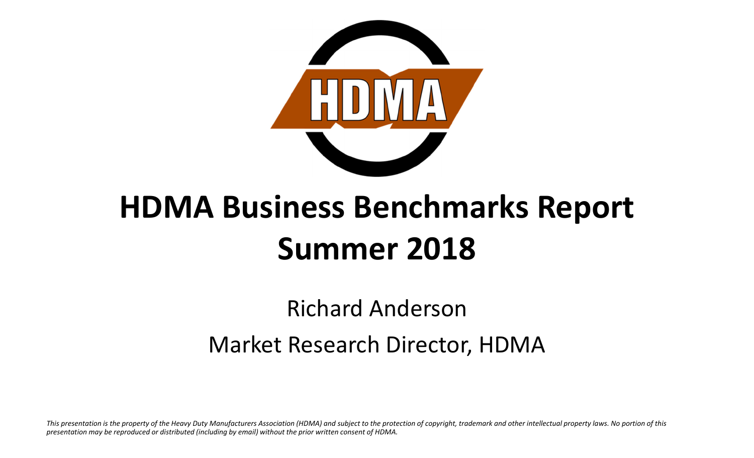# HDMA Business Benchmarks Report
# Summer 2018

Richard Anderson

Market Research Director, HDMA

*This presentation is the property of the Heavy Duty Manufacturers Association (HDMA) and subject to the protection of copyright, trademark and other intellectual property laws. No portion of this presentation may be reproduced or distributed (including by email) without the prior written consent of HDMA.*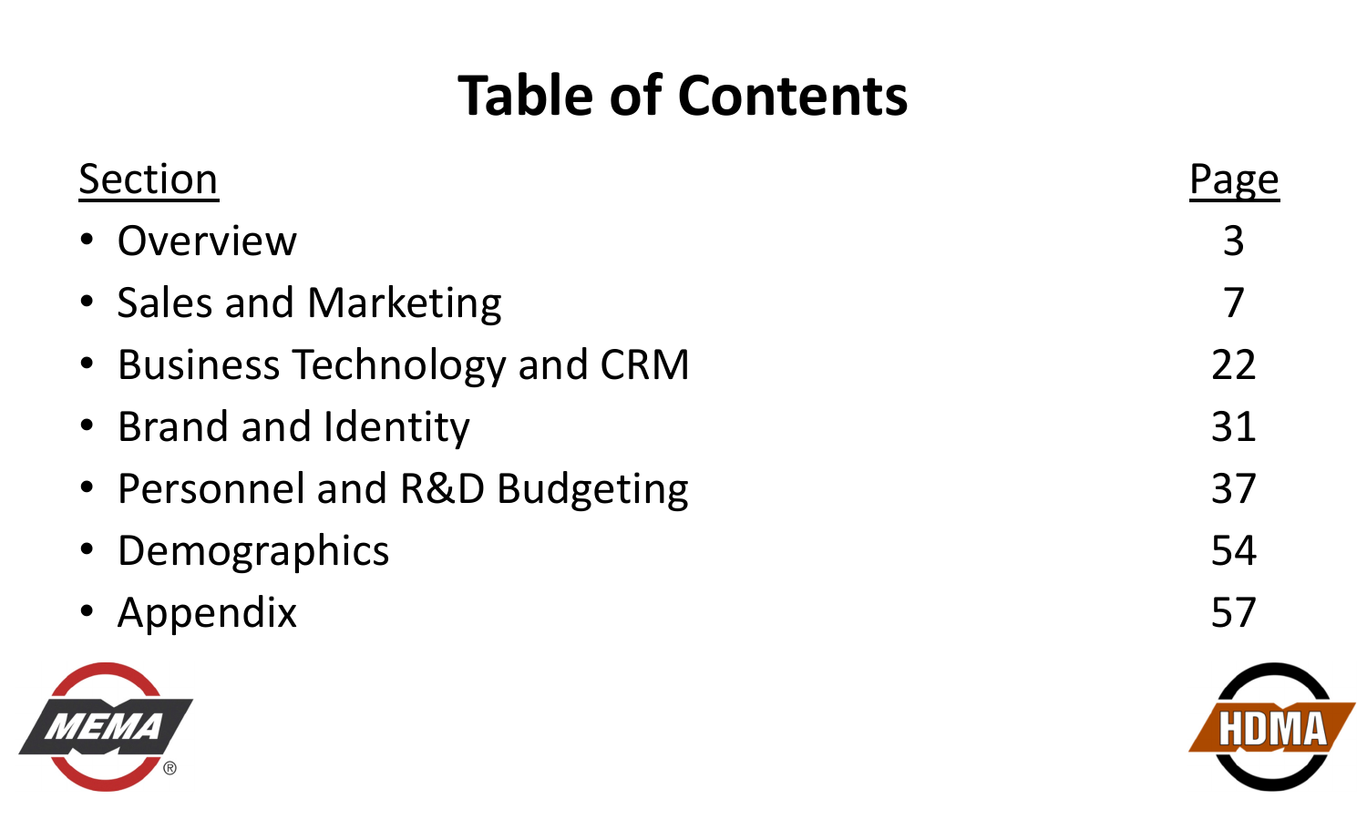# Table of Contents

| Section | Page |
| --- | --- |
| • Overview | 3 |
| • Sales and Marketing | 7 |
| • Business Technology and CRM | 22 |
| • Brand and Identity | 31 |
| • Personnel and R&D Budgeting | 37 |
| • Demographics | 54 |
| • Appendix | 57 |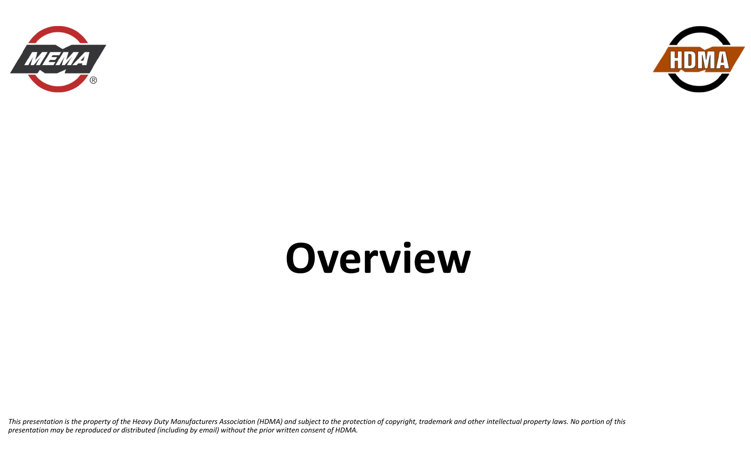# Overview

*This presentation is the property of the Heavy Duty Manufacturers Association (HDMA) and subject to the protection of copyright, trademark and other intellectual property laws. No portion of this presentation may be reproduced or distributed (including by email) without the prior written consent of HDMA.*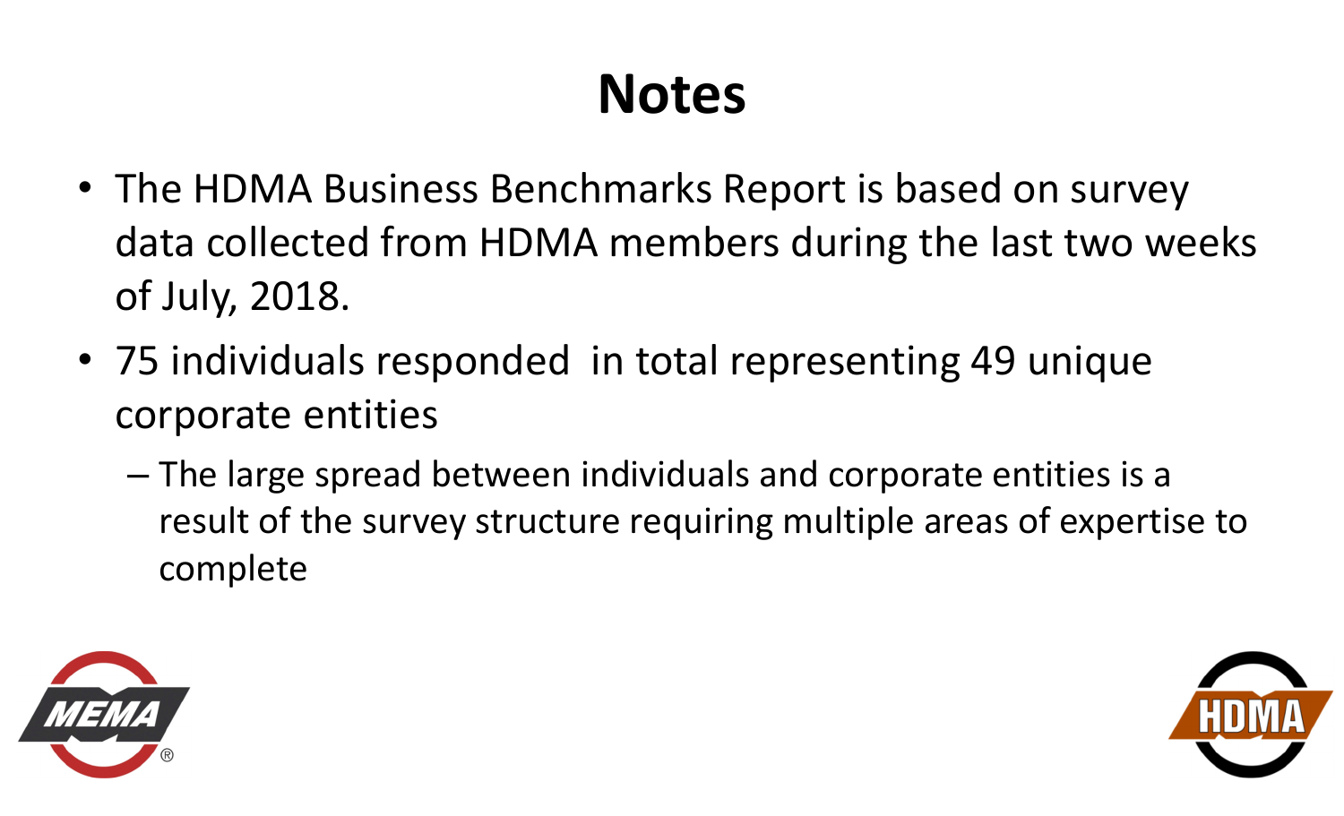# Notes

- The HDMA Business Benchmarks Report is based on survey data collected from HDMA members during the last two weeks of July, 2018.
- 75 individuals responded in total representing 49 unique corporate entities
  - The large spread between individuals and corporate entities is a result of the survey structure requiring multiple areas of expertise to complete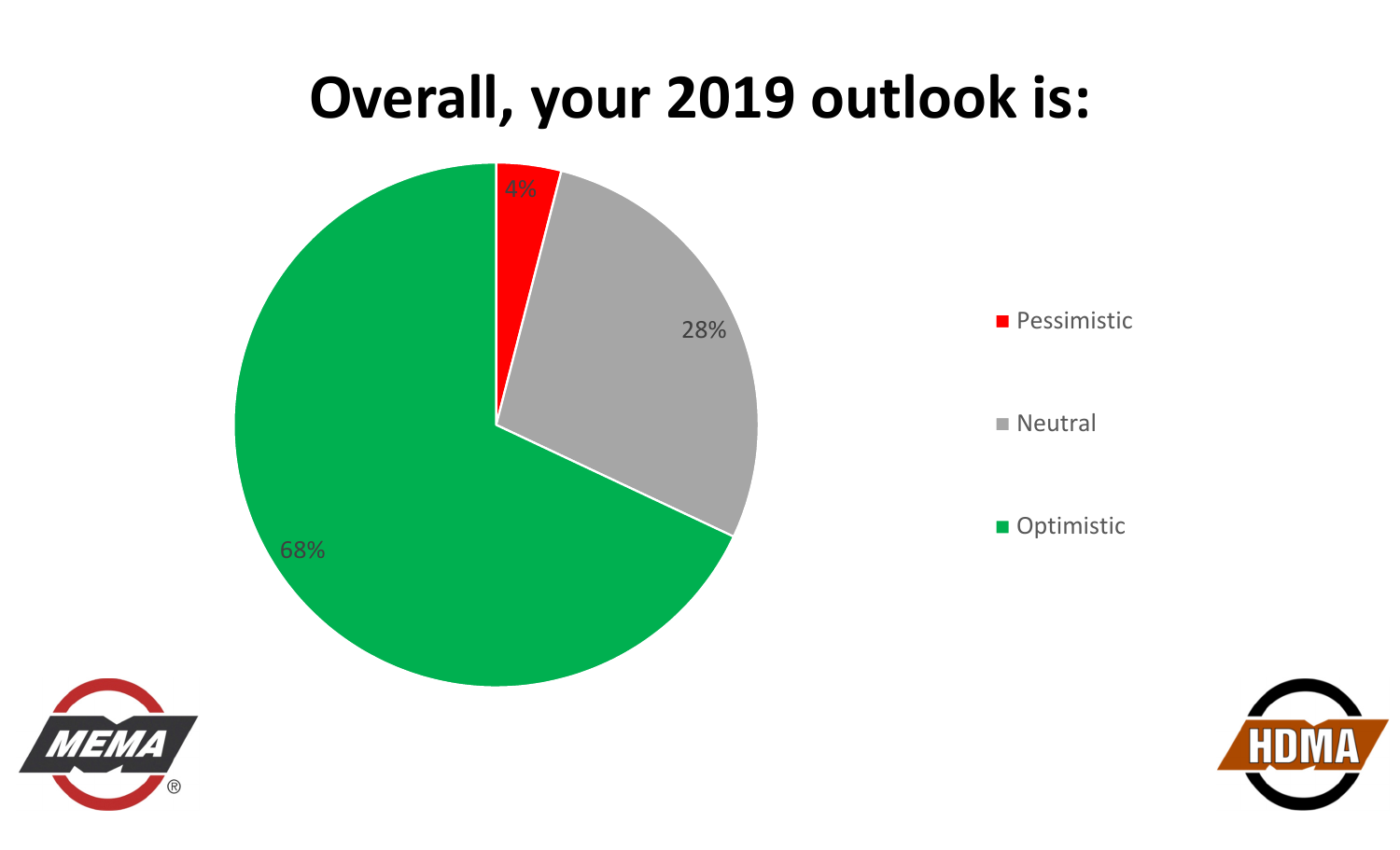# Overall, your 2019 outlook is:

| Outlook | Percentage |
| --- | --- |
| Pessimistic | 4% |
| Neutral | 28% |
| Optimistic | 68% |

MEMA®

HDMA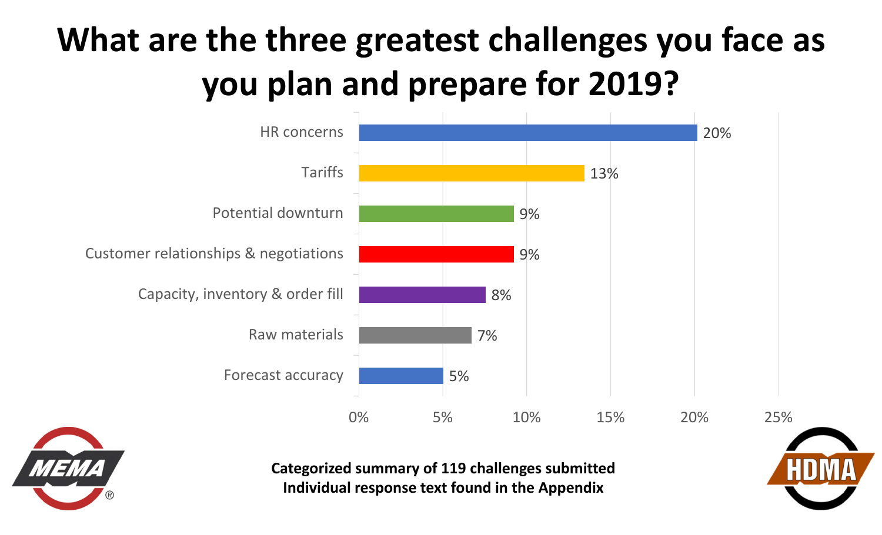# What are the three greatest challenges you face as you plan and prepare for 2019?

| Challenge | Percentage |
| --- | --- |
| HR concerns | 20% |
| Tariffs | 13% |
| Potential downturn | 9% |
| Customer relationships & negotiations | 9% |
| Capacity, inventory & order fill | 8% |
| Raw materials | 7% |
| Forecast accuracy | 5% |

**Categorized summary of 119 challenges submitted**
**Individual response text found in the Appendix**

MEMA

HDMA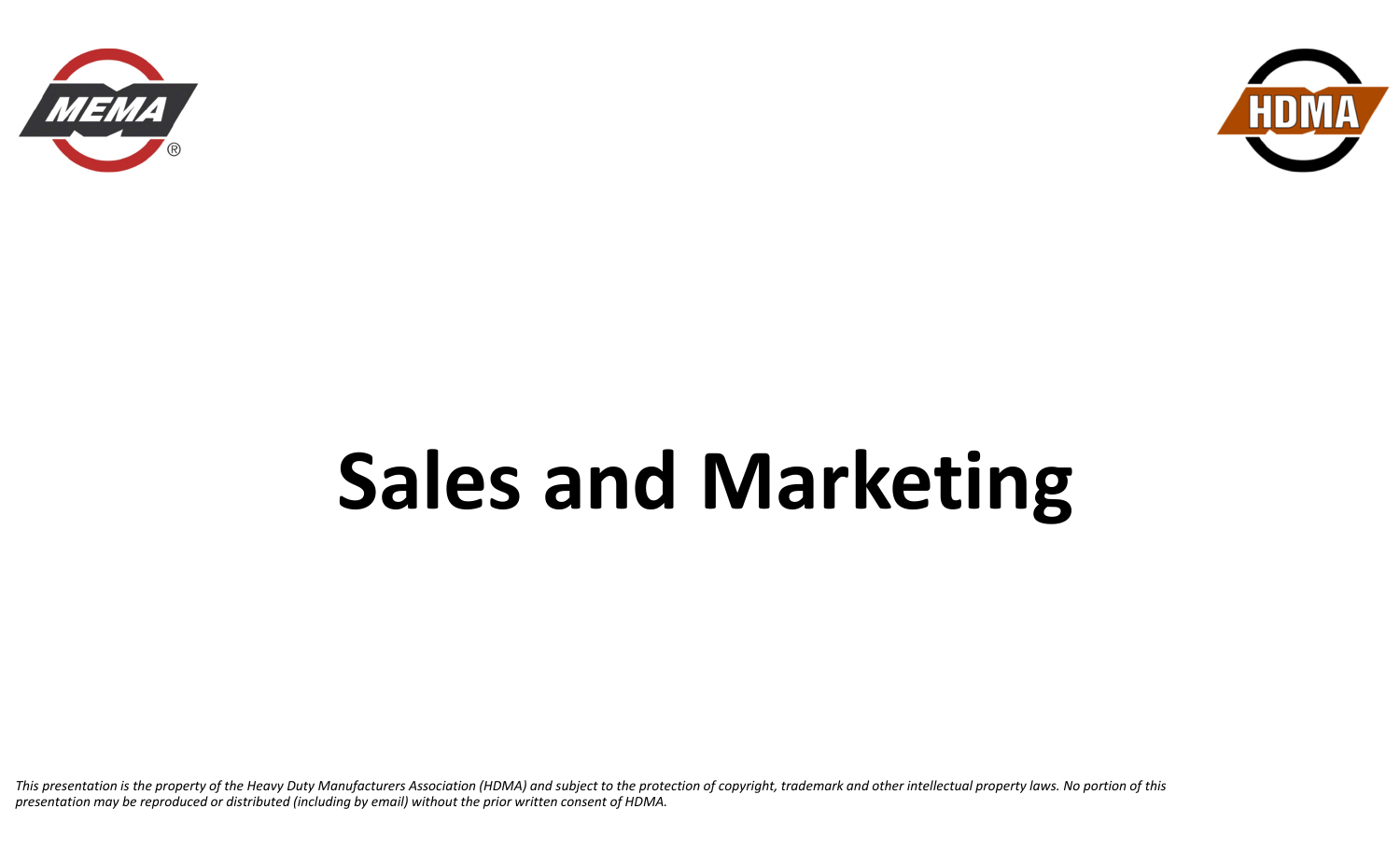# Sales and Marketing

*This presentation is the property of the Heavy Duty Manufacturers Association (HDMA) and subject to the protection of copyright, trademark and other intellectual property laws. No portion of this presentation may be reproduced or distributed (including by email) without the prior written consent of HDMA.*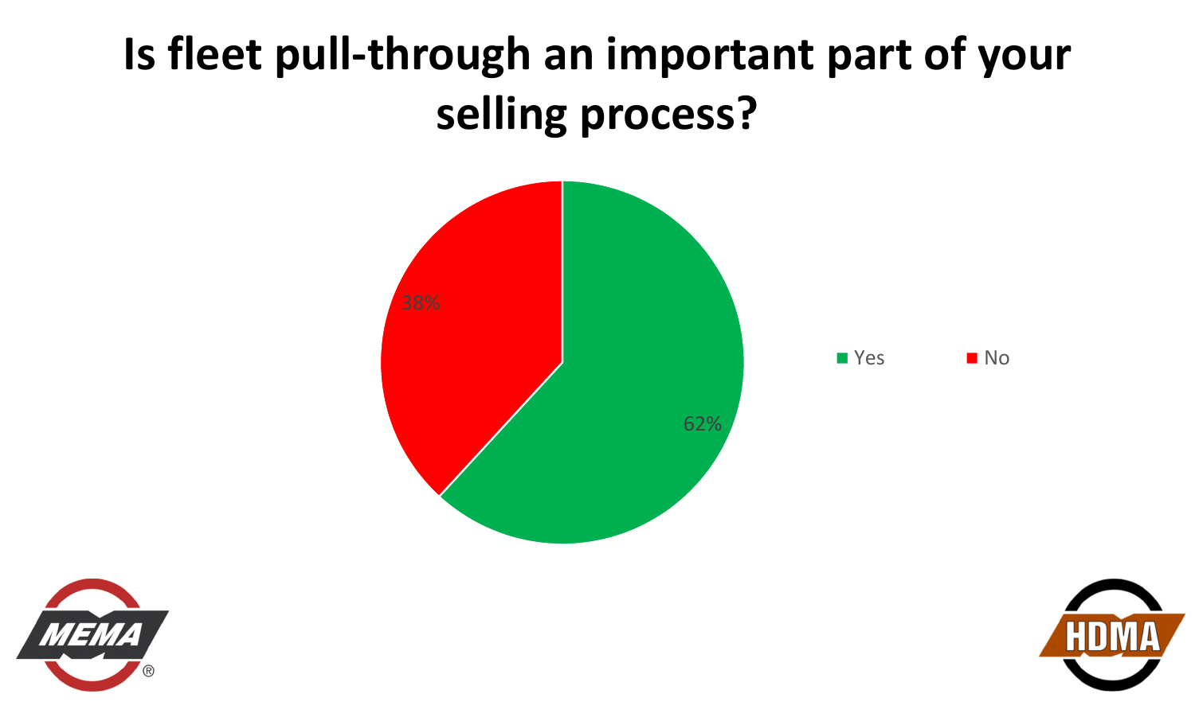# Is fleet pull-through an important part of your selling process?

| Response | Percentage |
| --- | --- |
| Yes | 62% |
| No | 38% |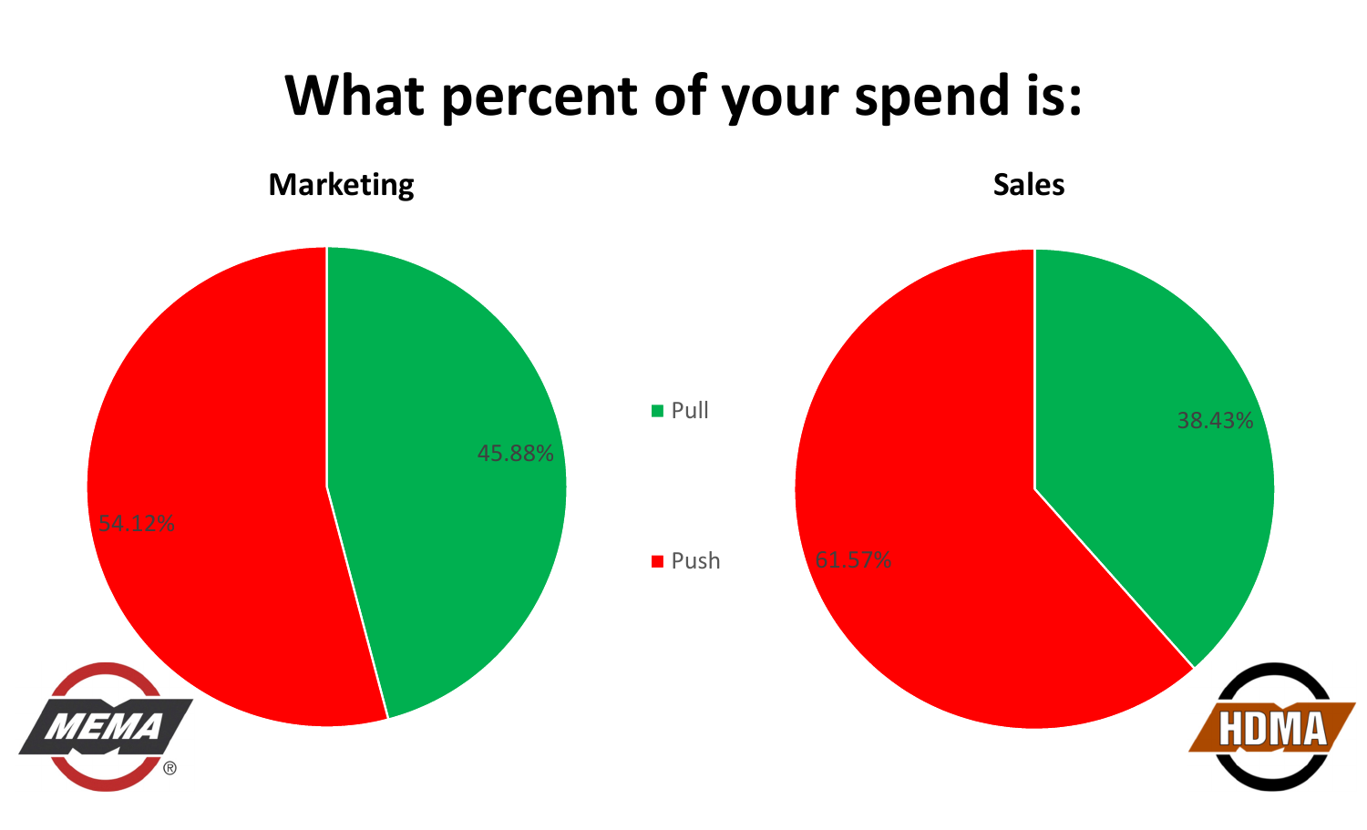# What percent of your spend is:

## Marketing

| | Percent |
| --- | --- |
| Pull | 45.88% |
| Push | 54.12% |

## Sales

| | Percent |
| --- | --- |
| Pull | 38.43% |
| Push | 61.57% |

MEMA®

HDMA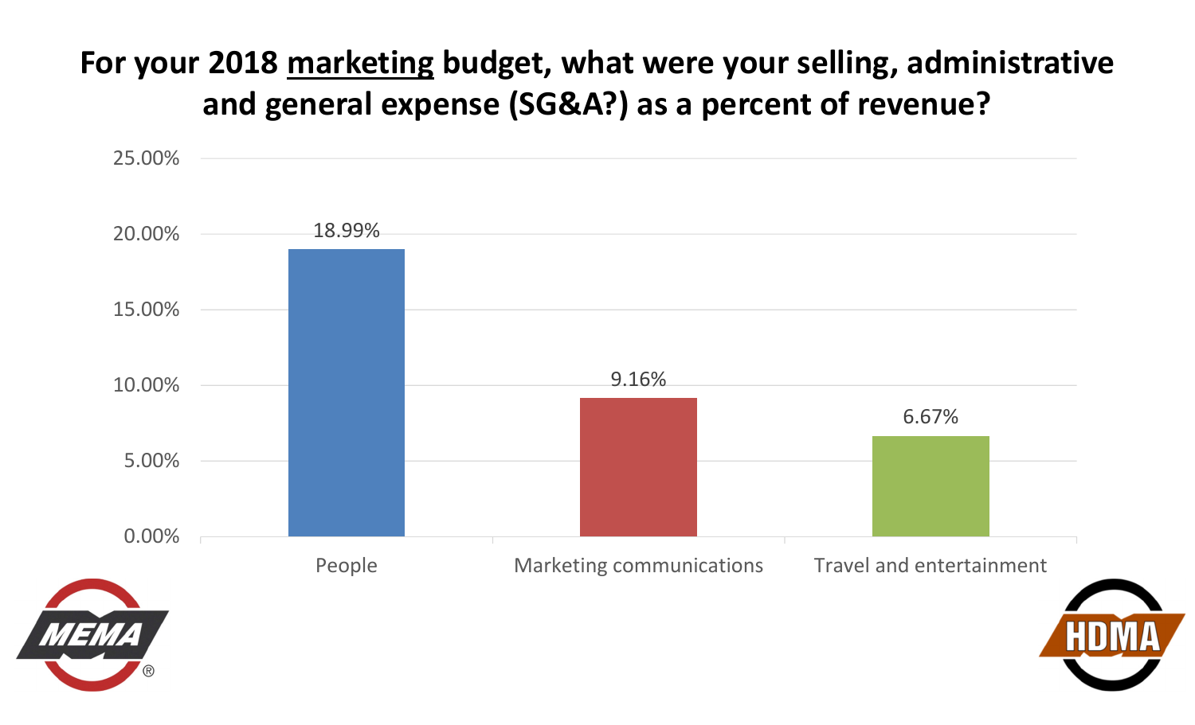# For your 2018 marketing budget, what were your selling, administrative and general expense (SG&A?) as a percent of revenue?

| Category | Percent of revenue |
| --- | --- |
| People | 18.99% |
| Marketing communications | 9.16% |
| Travel and entertainment | 6.67% |

MEMA®

HDMA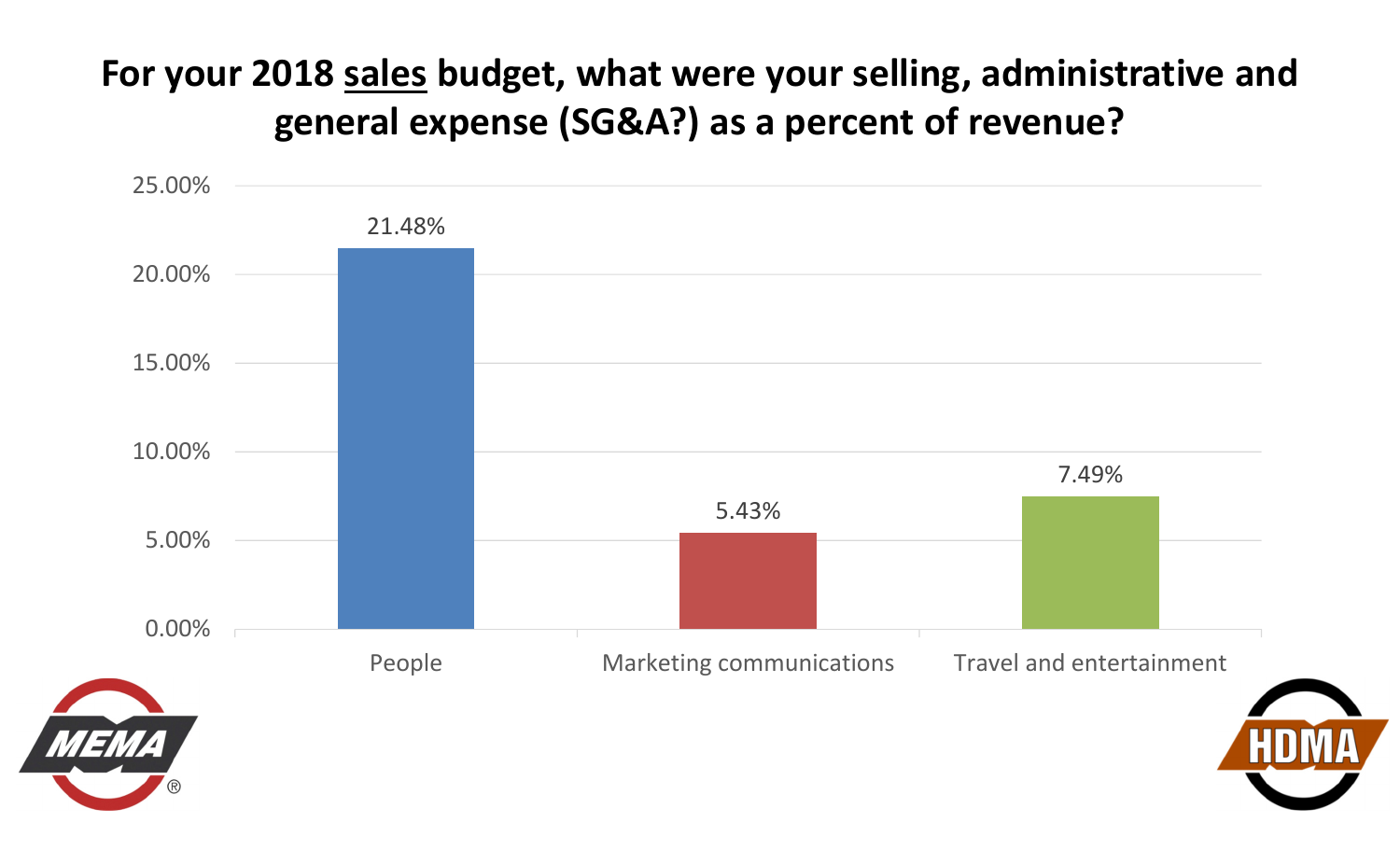# For your 2018 <u>sales</u> budget, what were your selling, administrative and general expense (SG&A?) as a percent of revenue?

| Category | Percent of revenue |
| --- | --- |
| People | 21.48% |
| Marketing communications | 5.43% |
| Travel and entertainment | 7.49% |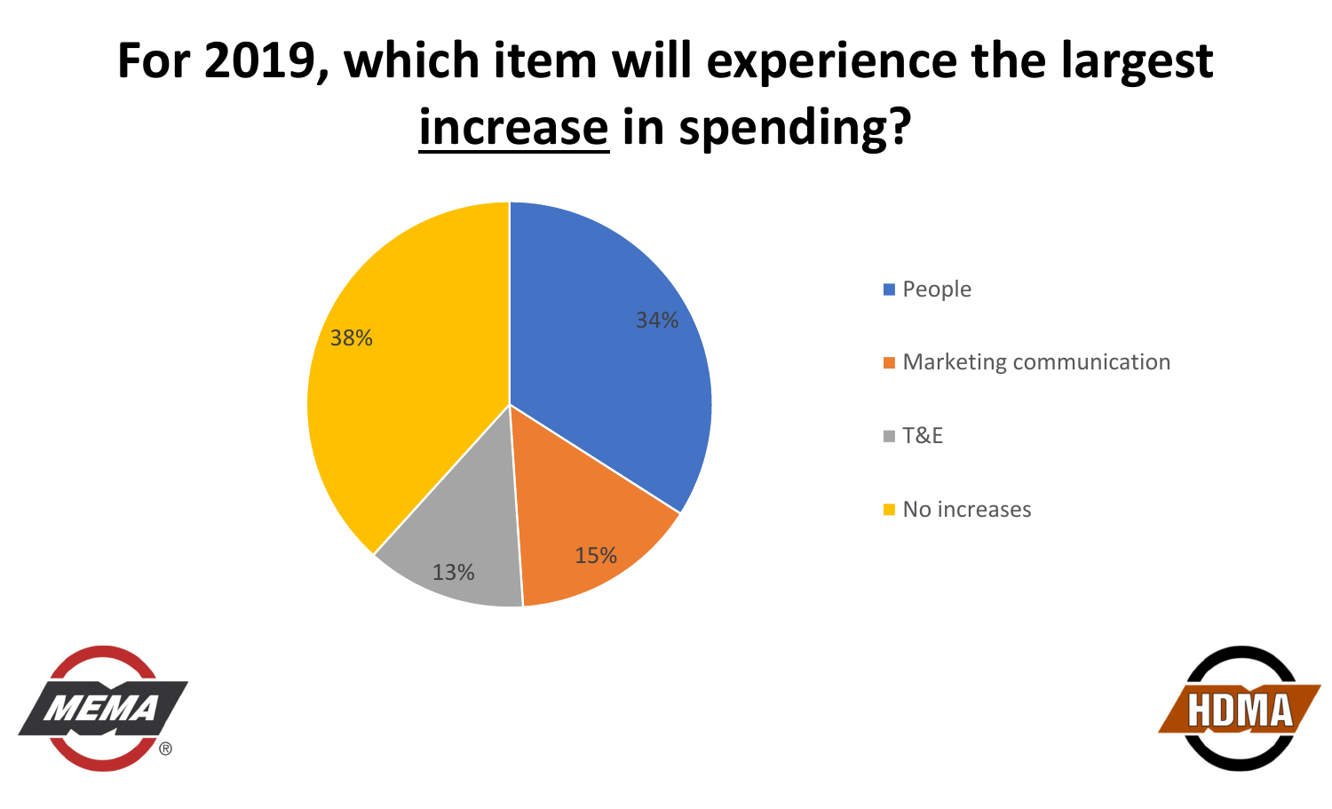# For 2019, which item will experience the largest <u>increase</u> in spending?

| Item | Percentage |
| --- | --- |
| People | 34% |
| Marketing communication | 15% |
| T&E | 13% |
| No increases | 38% |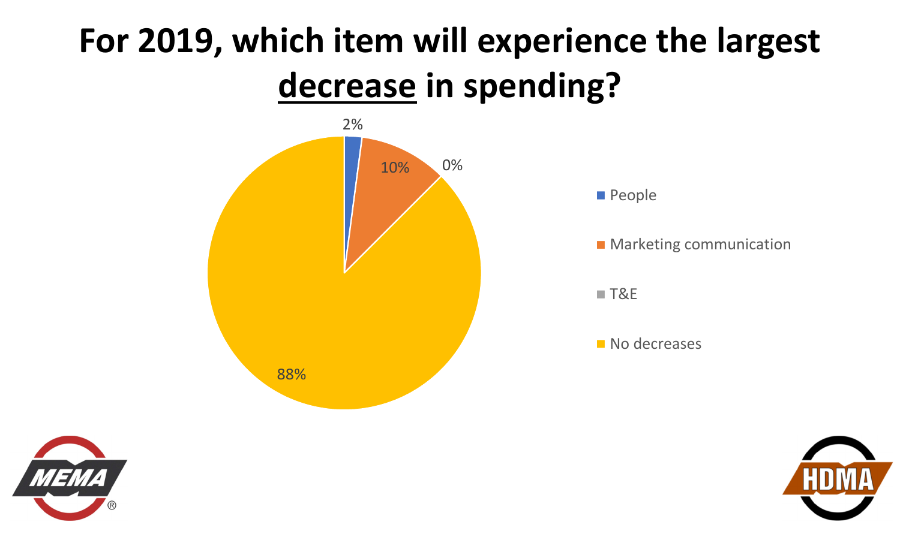# For 2019, which item will experience the largest decrease in spending?

| Item | Percentage |
| --- | --- |
| People | 2% |
| Marketing communication | 10% |
| T&E | 0% |
| No decreases | 88% |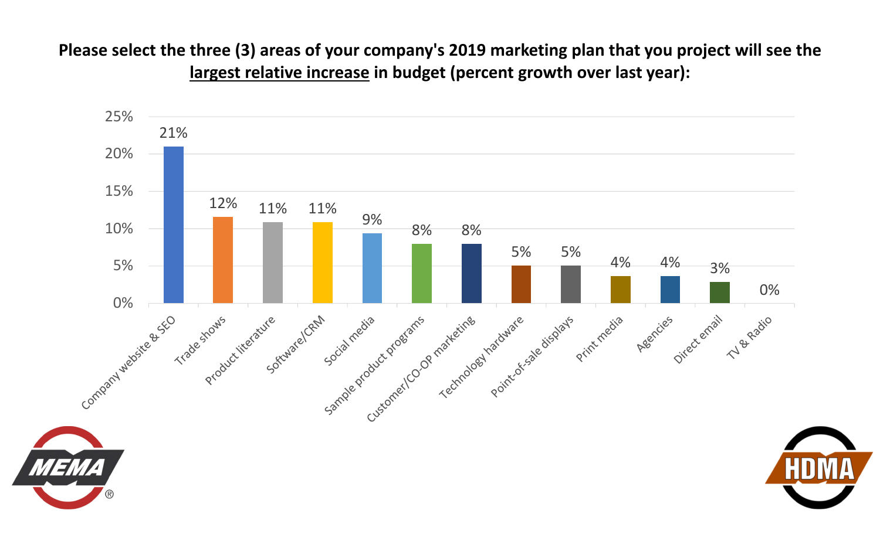**Please select the three (3) areas of your company's 2019 marketing plan that you project will see the <u>largest relative increase</u> in budget (percent growth over last year):**

| Area | Percent |
| --- | --- |
| Company website & SEO | 21% |
| Trade shows | 12% |
| Product literature | 11% |
| Software/CRM | 11% |
| Social media | 9% |
| Sample product programs | 8% |
| Customer/CO-OP marketing | 8% |
| Technology hardware | 5% |
| Point-of-sale displays | 5% |
| Print media | 4% |
| Agencies | 4% |
| Direct email | 3% |
| TV & Radio | 0% |

MEMA®

HDMA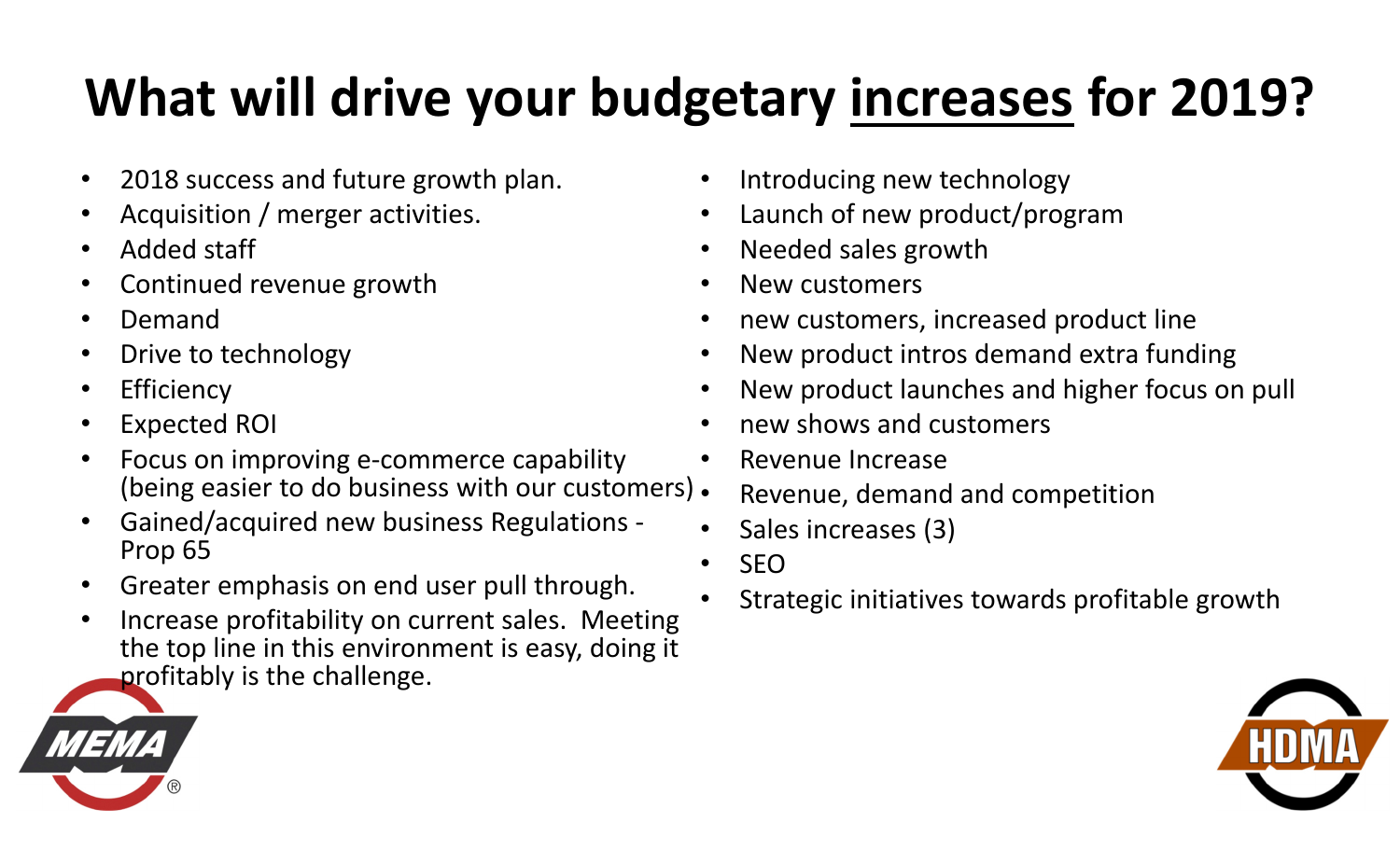# What will drive your budgetary increases for 2019?

- 2018 success and future growth plan.
- Acquisition / merger activities.
- Added staff
- Continued revenue growth
- Demand
- Drive to technology
- Efficiency
- Expected ROI
- Focus on improving e-commerce capability (being easier to do business with our customers)
- Gained/acquired new business Regulations - Prop 65
- Greater emphasis on end user pull through.
- Increase profitability on current sales. Meeting the top line in this environment is easy, doing it profitably is the challenge.
- Introducing new technology
- Launch of new product/program
- Needed sales growth
- New customers
- new customers, increased product line
- New product intros demand extra funding
- New product launches and higher focus on pull
- new shows and customers
- Revenue Increase
- Revenue, demand and competition
- Sales increases (3)
- SEO
- Strategic initiatives towards profitable growth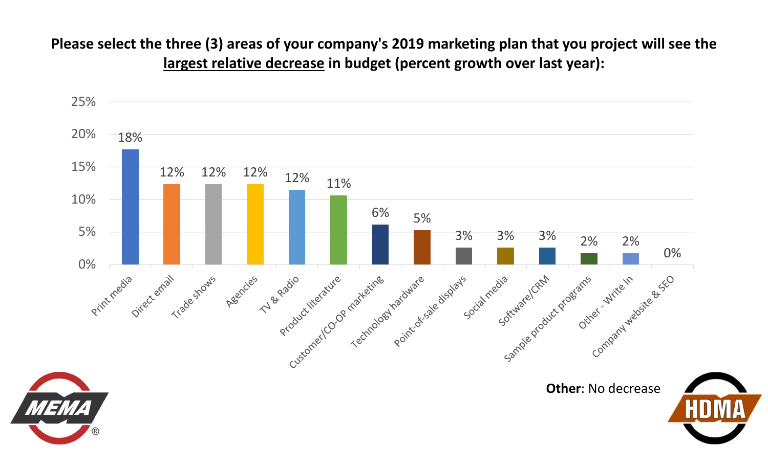**Please select the three (3) areas of your company's 2019 marketing plan that you project will see the largest relative decrease in budget (percent growth over last year):**

| Area | Percent |
| --- | --- |
| Print media | 18% |
| Direct email | 12% |
| Trade shows | 12% |
| Agencies | 12% |
| TV & Radio | 12% |
| Product literature | 11% |
| Customer/CO-OP marketing | 6% |
| Technology hardware | 5% |
| Point-of-sale displays | 3% |
| Social media | 3% |
| Software/CRM | 3% |
| Sample product programs | 2% |
| Other - Write In | 2% |
| Company website & SEO | 0% |

**Other**: No decrease

MEMA®

HDMA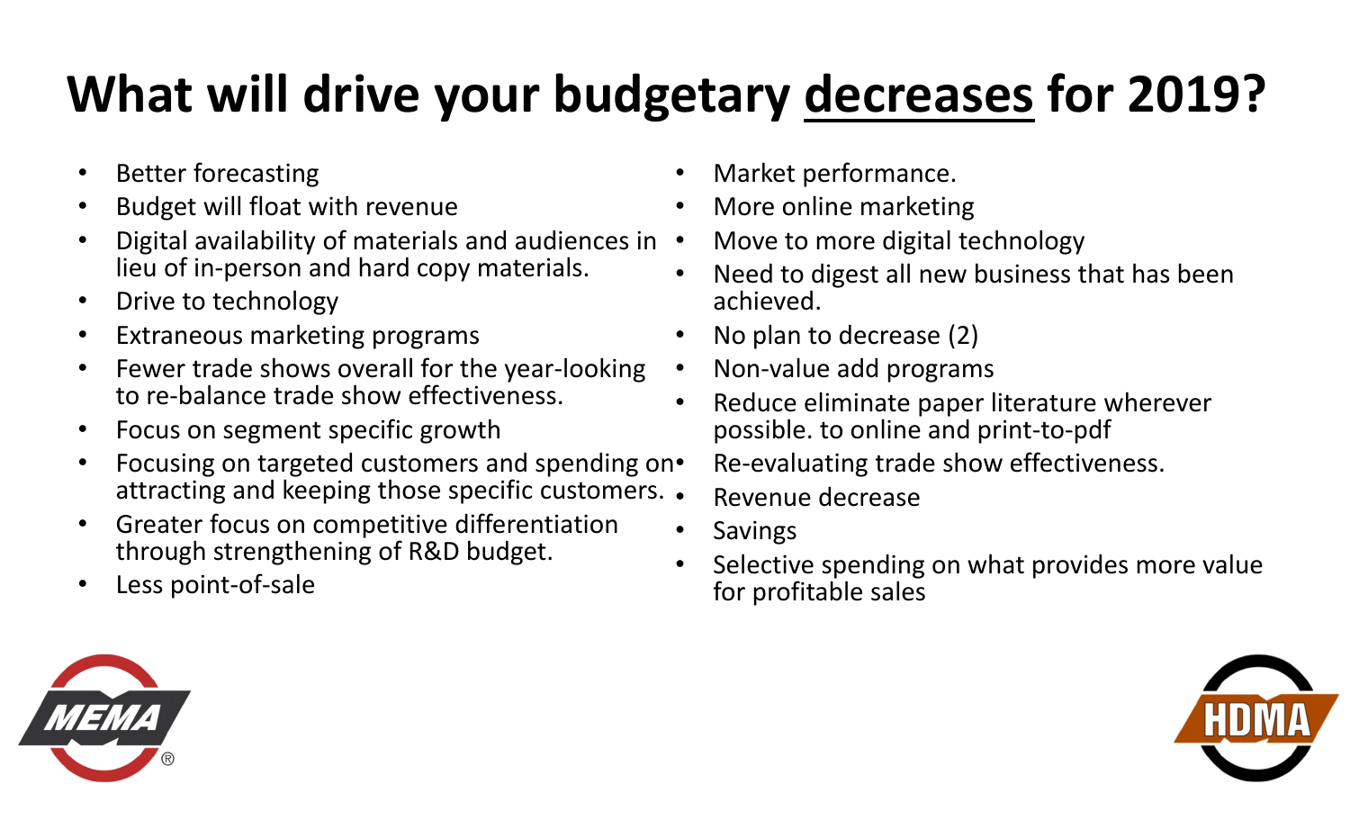# What will drive your budgetary decreases for 2019?

- Better forecasting
- Budget will float with revenue
- Digital availability of materials and audiences in lieu of in-person and hard copy materials.
- Drive to technology
- Extraneous marketing programs
- Fewer trade shows overall for the year-looking to re-balance trade show effectiveness.
- Focus on segment specific growth
- Focusing on targeted customers and spending on attracting and keeping those specific customers.
- Greater focus on competitive differentiation through strengthening of R&D budget.
- Less point-of-sale
- Market performance.
- More online marketing
- Move to more digital technology
- Need to digest all new business that has been achieved.
- No plan to decrease (2)
- Non-value add programs
- Reduce eliminate paper literature wherever possible. to online and print-to-pdf
- Re-evaluating trade show effectiveness.
- Revenue decrease
- Savings
- Selective spending on what provides more value for profitable sales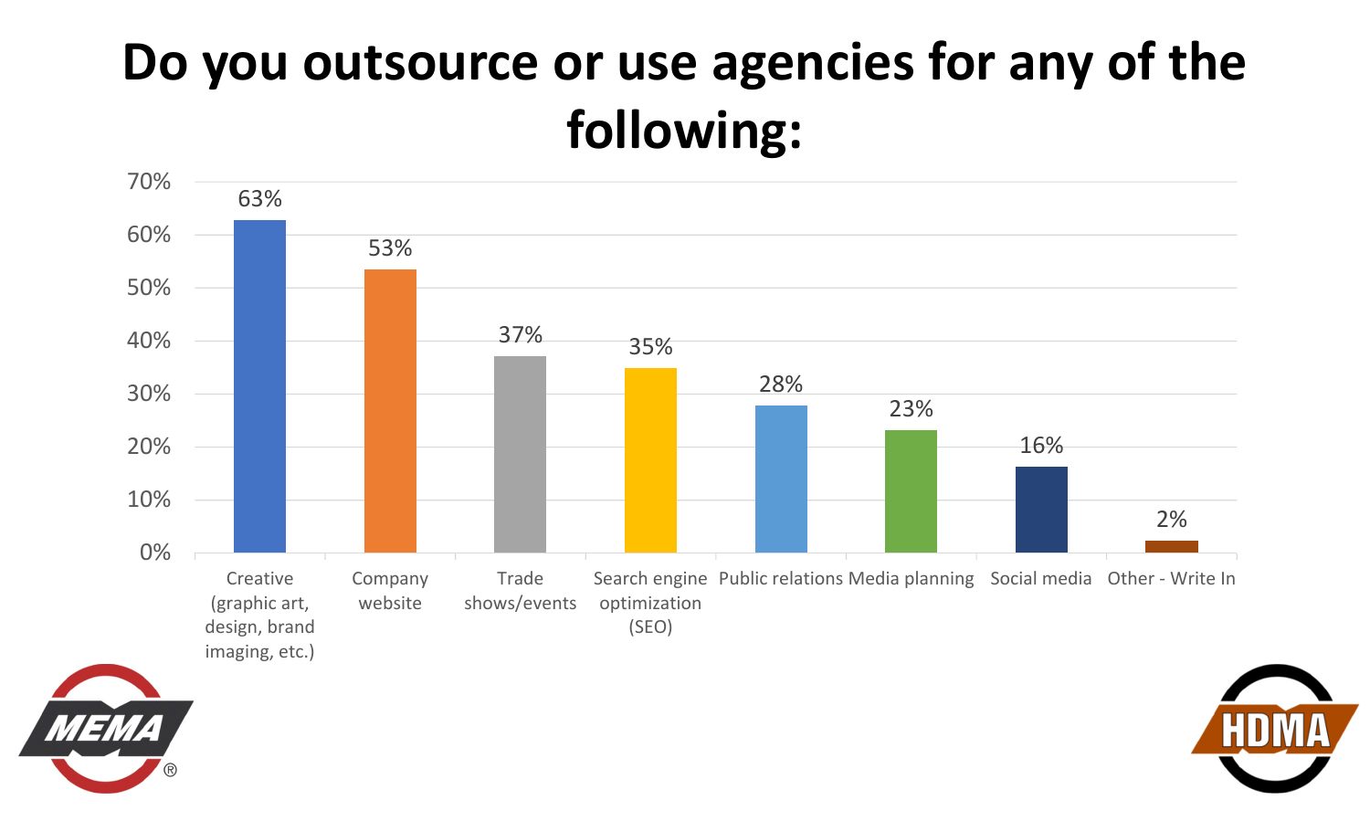# Do you outsource or use agencies for any of the following:

| Category | Percentage |
| --- | --- |
| Creative (graphic art, design, brand imaging, etc.) | 63% |
| Company website | 53% |
| Trade shows/events | 37% |
| Search engine optimization (SEO) | 35% |
| Public relations | 28% |
| Media planning | 23% |
| Social media | 16% |
| Other - Write In | 2% |

MEMA®

HDMA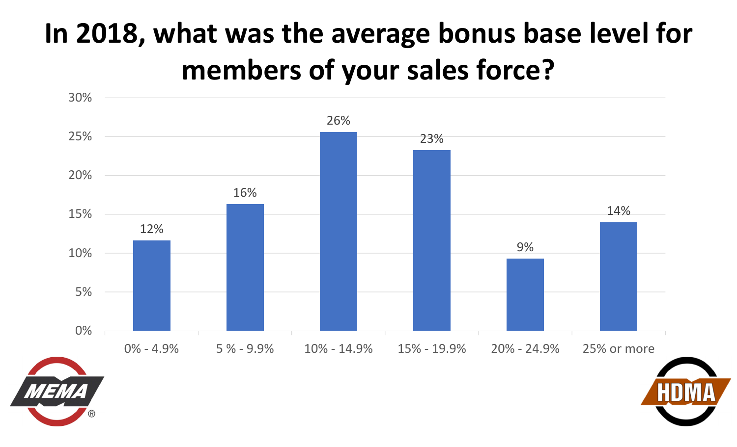# In 2018, what was the average bonus base level for members of your sales force?

| Bonus base level | Percentage |
|---|---|
| 0% - 4.9% | 12% |
| 5 % - 9.9% | 16% |
| 10% - 14.9% | 26% |
| 15% - 19.9% | 23% |
| 20% - 24.9% | 9% |
| 25% or more | 14% |

MEMA®

HDMA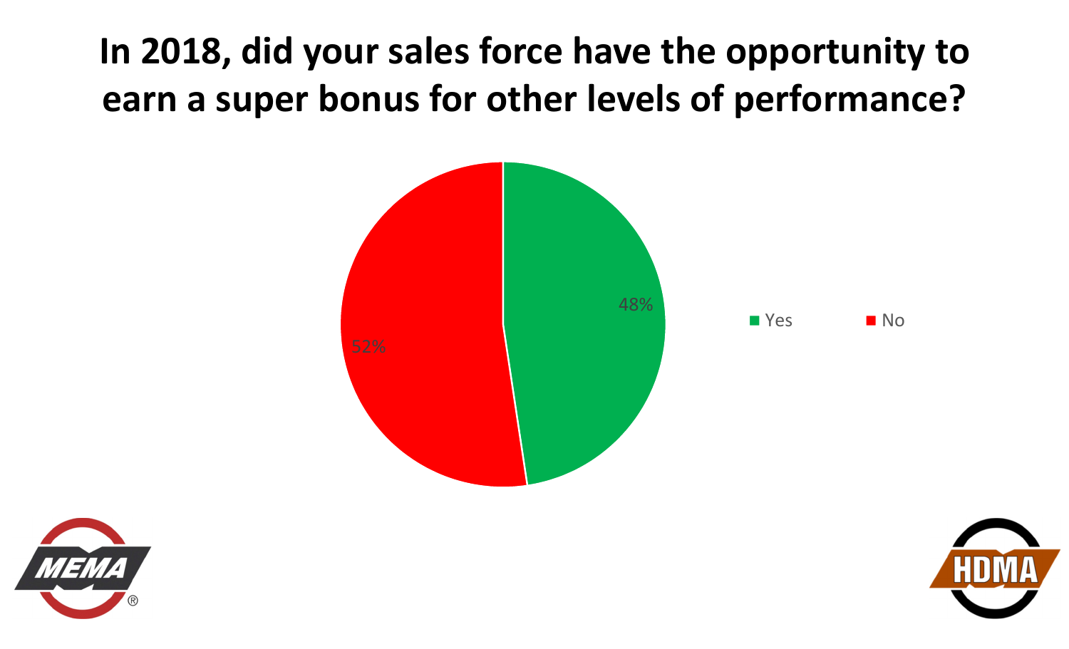# In 2018, did your sales force have the opportunity to earn a super bonus for other levels of performance?

| Response | Percentage |
| --- | --- |
| Yes | 48% |
| No | 52% |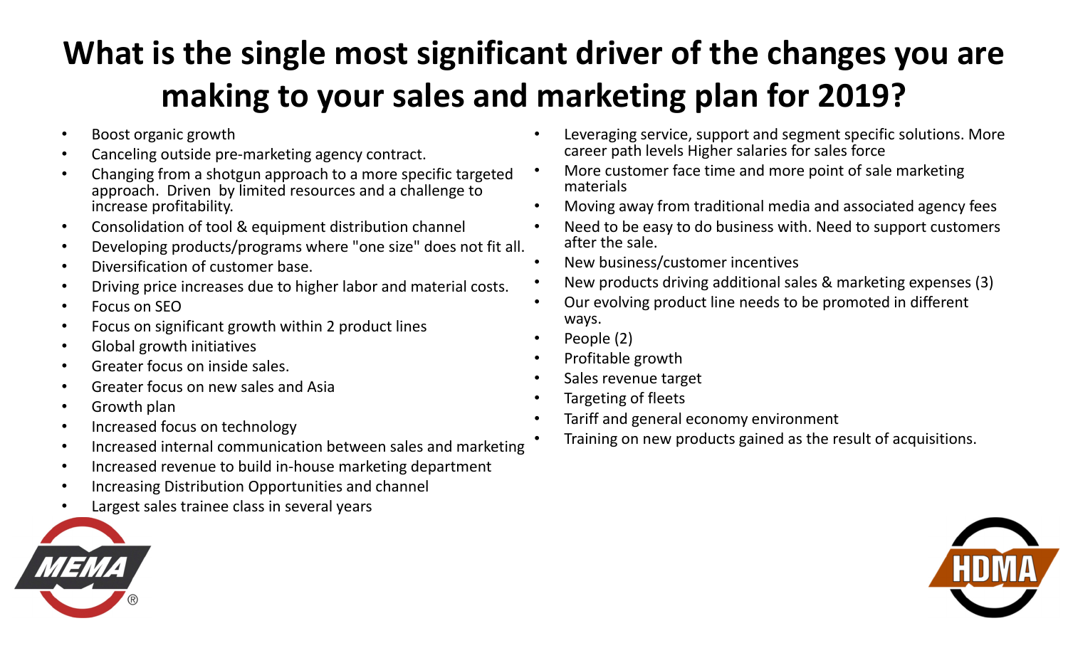# What is the single most significant driver of the changes you are making to your sales and marketing plan for 2019?

- Boost organic growth
- Canceling outside pre-marketing agency contract.
- Changing from a shotgun approach to a more specific targeted approach. Driven by limited resources and a challenge to increase profitability.
- Consolidation of tool & equipment distribution channel
- Developing products/programs where "one size" does not fit all.
- Diversification of customer base.
- Driving price increases due to higher labor and material costs.
- Focus on SEO
- Focus on significant growth within 2 product lines
- Global growth initiatives
- Greater focus on inside sales.
- Greater focus on new sales and Asia
- Growth plan
- Increased focus on technology
- Increased internal communication between sales and marketing
- Increased revenue to build in-house marketing department
- Increasing Distribution Opportunities and channel
- Largest sales trainee class in several years
- Leveraging service, support and segment specific solutions. More career path levels Higher salaries for sales force
- More customer face time and more point of sale marketing materials
- Moving away from traditional media and associated agency fees
- Need to be easy to do business with. Need to support customers after the sale.
- New business/customer incentives
- New products driving additional sales & marketing expenses (3)
- Our evolving product line needs to be promoted in different ways.
- People (2)
- Profitable growth
- Sales revenue target
- Targeting of fleets
- Tariff and general economy environment
- Training on new products gained as the result of acquisitions.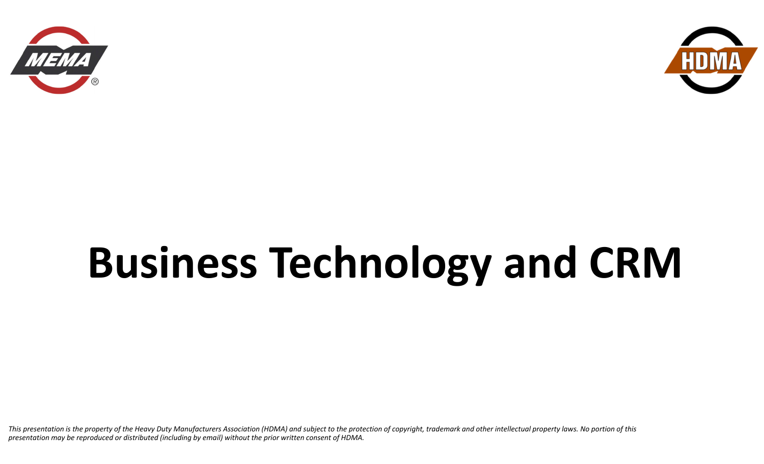# Business Technology and CRM

*This presentation is the property of the Heavy Duty Manufacturers Association (HDMA) and subject to the protection of copyright, trademark and other intellectual property laws. No portion of this presentation may be reproduced or distributed (including by email) without the prior written consent of HDMA.*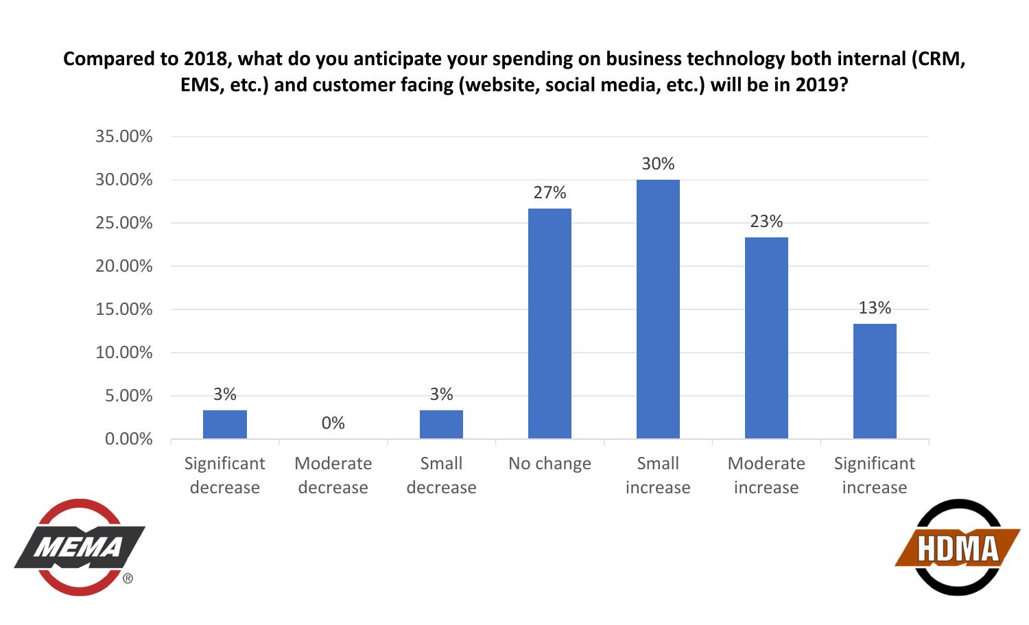**Compared to 2018, what do you anticipate your spending on business technology both internal (CRM, EMS, etc.) and customer facing (website, social media, etc.) will be in 2019?**

| Response | Percentage |
|---|---|
| Significant decrease | 3% |
| Moderate decrease | 0% |
| Small decrease | 3% |
| No change | 27% |
| Small increase | 30% |
| Moderate increase | 23% |
| Significant increase | 13% |

MEMA® HDMA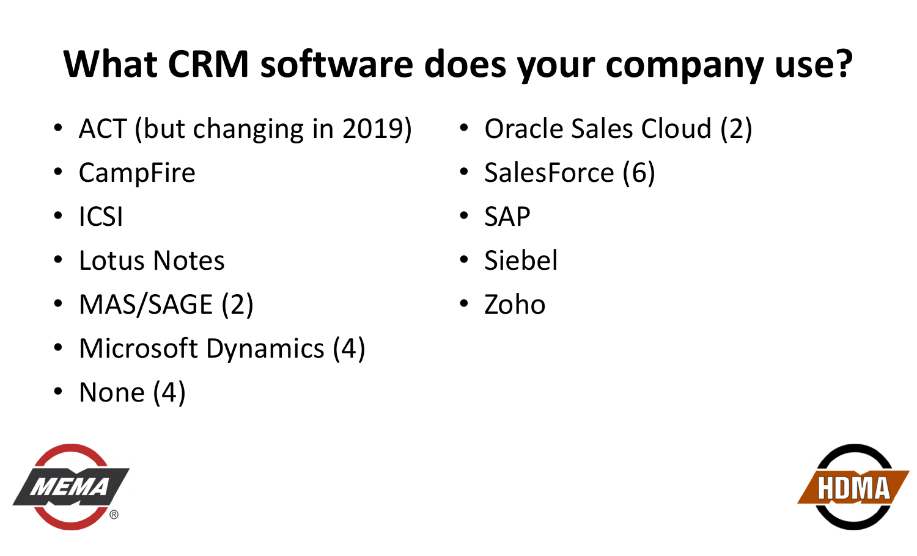# What CRM software does your company use?

- ACT (but changing in 2019)
- CampFire
- ICSI
- Lotus Notes
- MAS/SAGE (2)
- Microsoft Dynamics (4)
- None (4)
- Oracle Sales Cloud (2)
- SalesForce (6)
- SAP
- Siebel
- Zoho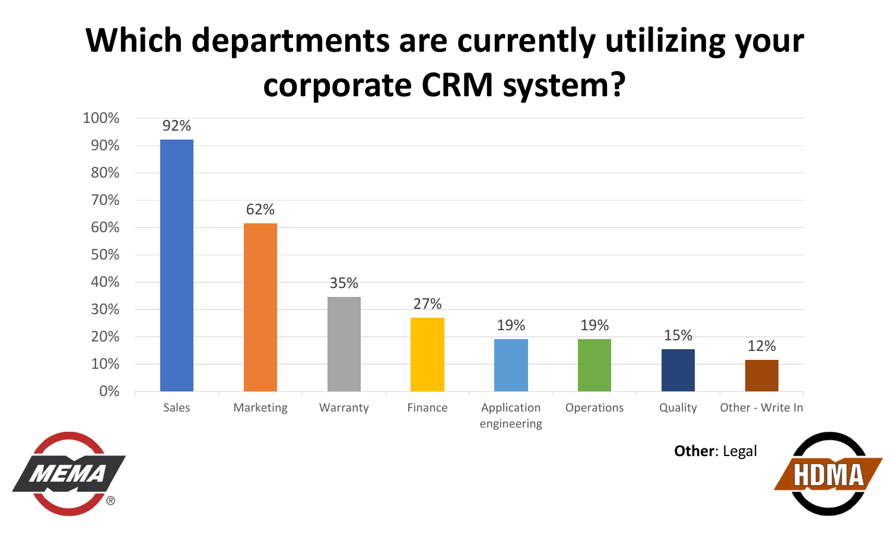# Which departments are currently utilizing your corporate CRM system?

| Department | Percentage |
|---|---|
| Sales | 92% |
| Marketing | 62% |
| Warranty | 35% |
| Finance | 27% |
| Application engineering | 19% |
| Operations | 19% |
| Quality | 15% |
| Other - Write In | 12% |

**Other**: Legal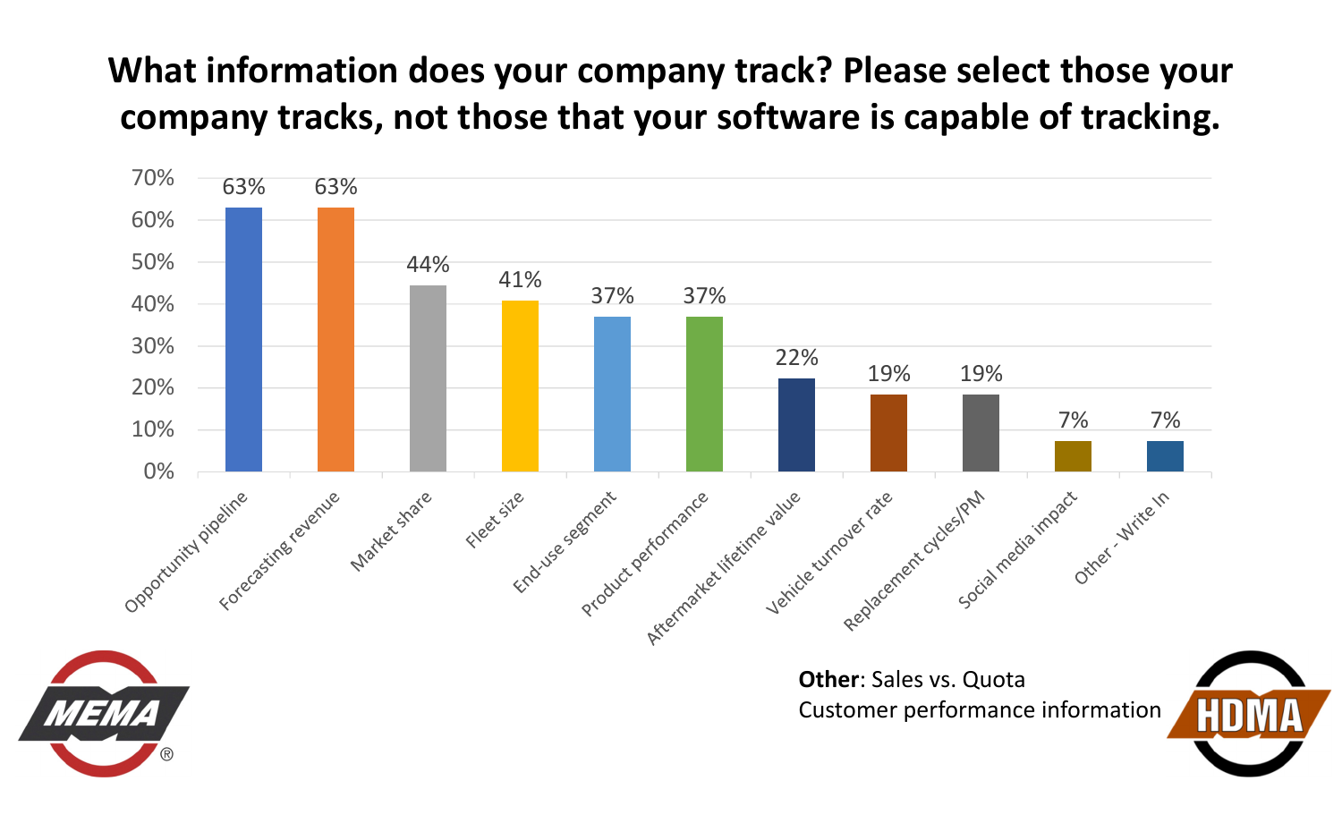# What information does your company track? Please select those your company tracks, not those that your software is capable of tracking.

| Information tracked | Percentage |
| --- | --- |
| Opportunity pipeline | 63% |
| Forecasting revenue | 63% |
| Market share | 44% |
| Fleet size | 41% |
| End-use segment | 37% |
| Product performance | 37% |
| Aftermarket lifetime value | 22% |
| Vehicle turnover rate | 19% |
| Replacement cycles/PM | 19% |
| Social media impact | 7% |
| Other - Write In | 7% |

**Other**: Sales vs. Quota
Customer performance information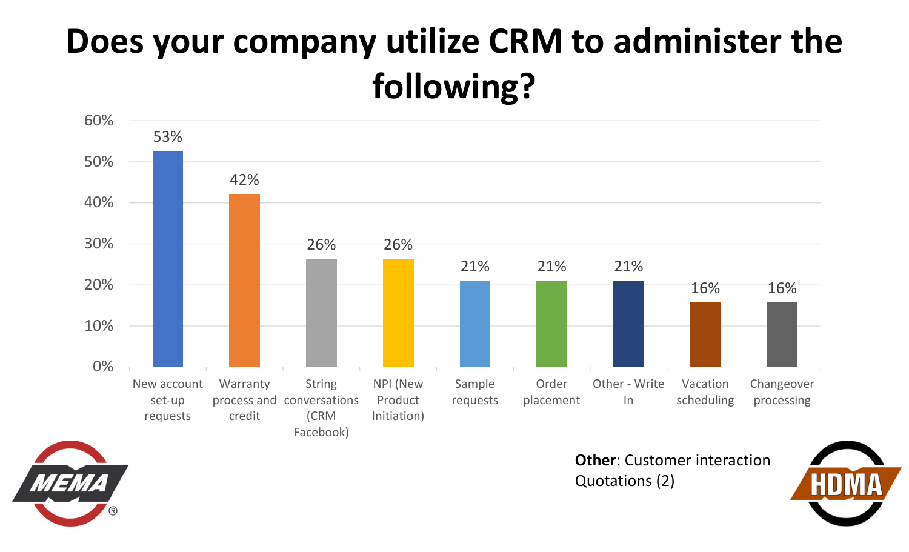# Does your company utilize CRM to administer the following?

| Category | Percentage |
|---|---|
| New account set-up requests | 53% |
| Warranty process and credit | 42% |
| String conversations (CRM Facebook) | 26% |
| NPI (New Product Initiation) | 26% |
| Sample requests | 21% |
| Order placement | 21% |
| Other - Write In | 21% |
| Vacation scheduling | 16% |
| Changeover processing | 16% |

**Other**: Customer interaction
Quotations (2)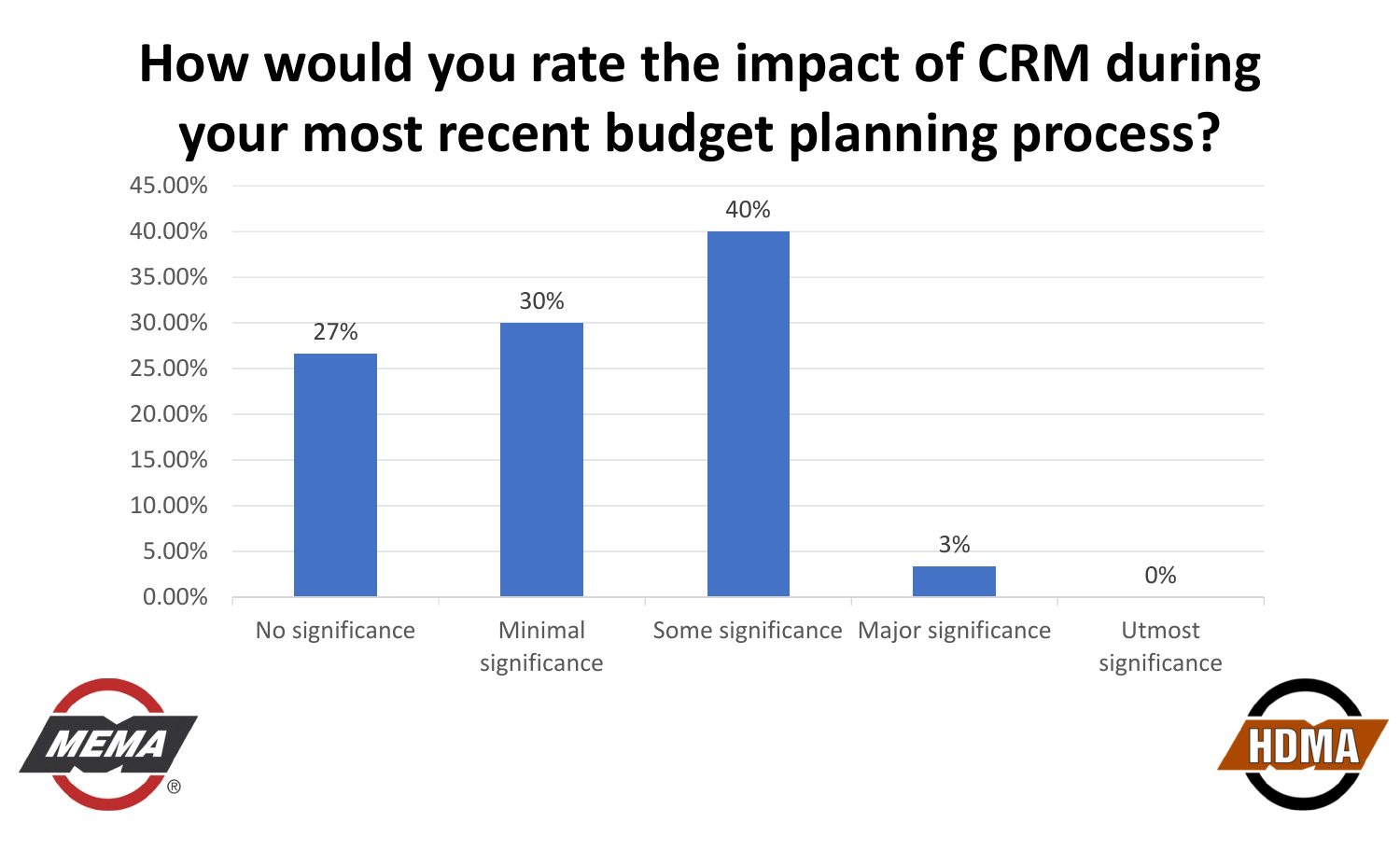# How would you rate the impact of CRM during your most recent budget planning process?

| Response | Percentage |
| --- | --- |
| No significance | 27% |
| Minimal significance | 30% |
| Some significance | 40% |
| Major significance | 3% |
| Utmost significance | 0% |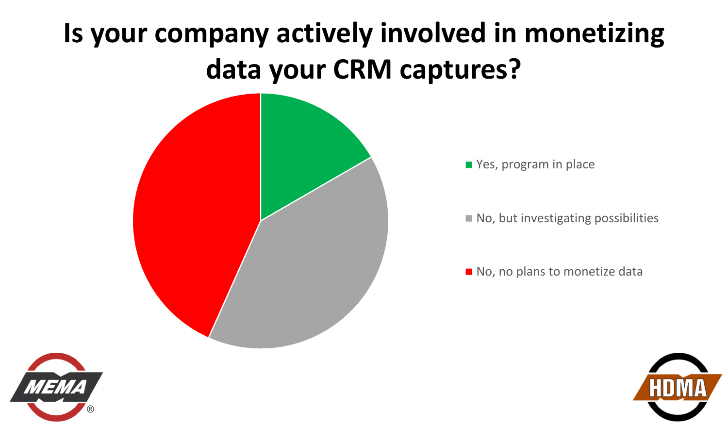# Is your company actively involved in monetizing data your CRM captures?

- Yes, program in place
- No, but investigating possibilities
- No, no plans to monetize data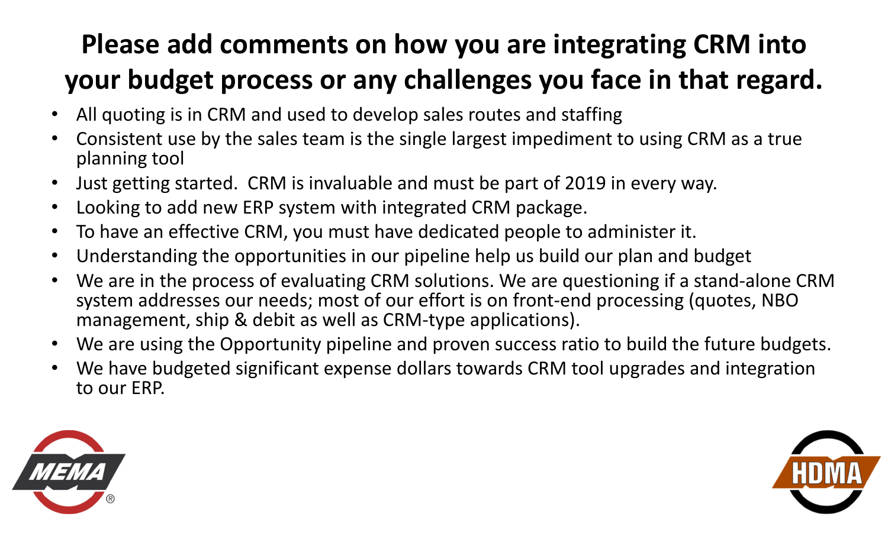# Please add comments on how you are integrating CRM into your budget process or any challenges you face in that regard.

- All quoting is in CRM and used to develop sales routes and staffing
- Consistent use by the sales team is the single largest impediment to using CRM as a true planning tool
- Just getting started. CRM is invaluable and must be part of 2019 in every way.
- Looking to add new ERP system with integrated CRM package.
- To have an effective CRM, you must have dedicated people to administer it.
- Understanding the opportunities in our pipeline help us build our plan and budget
- We are in the process of evaluating CRM solutions. We are questioning if a stand-alone CRM system addresses our needs; most of our effort is on front-end processing (quotes, NBO management, ship & debit as well as CRM-type applications).
- We are using the Opportunity pipeline and proven success ratio to build the future budgets.
- We have budgeted significant expense dollars towards CRM tool upgrades and integration to our ERP.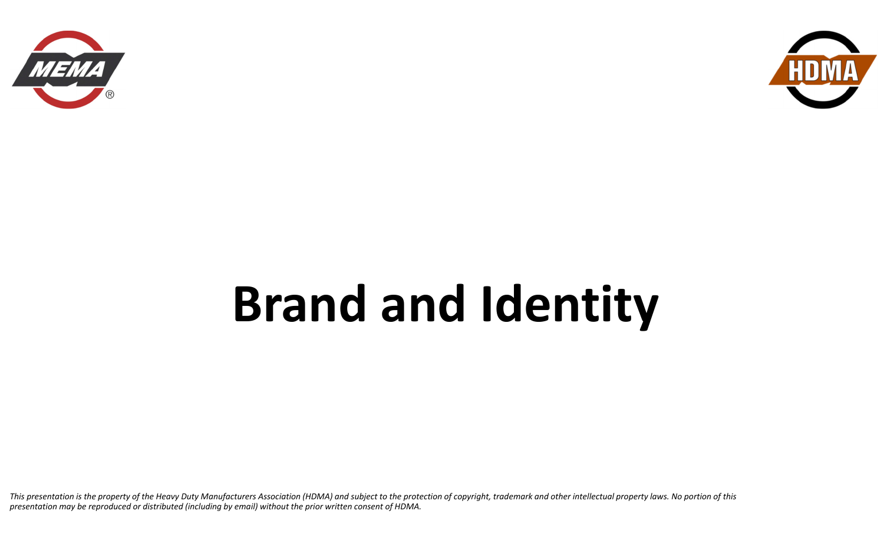# Brand and Identity

*This presentation is the property of the Heavy Duty Manufacturers Association (HDMA) and subject to the protection of copyright, trademark and other intellectual property laws. No portion of this presentation may be reproduced or distributed (including by email) without the prior written consent of HDMA.*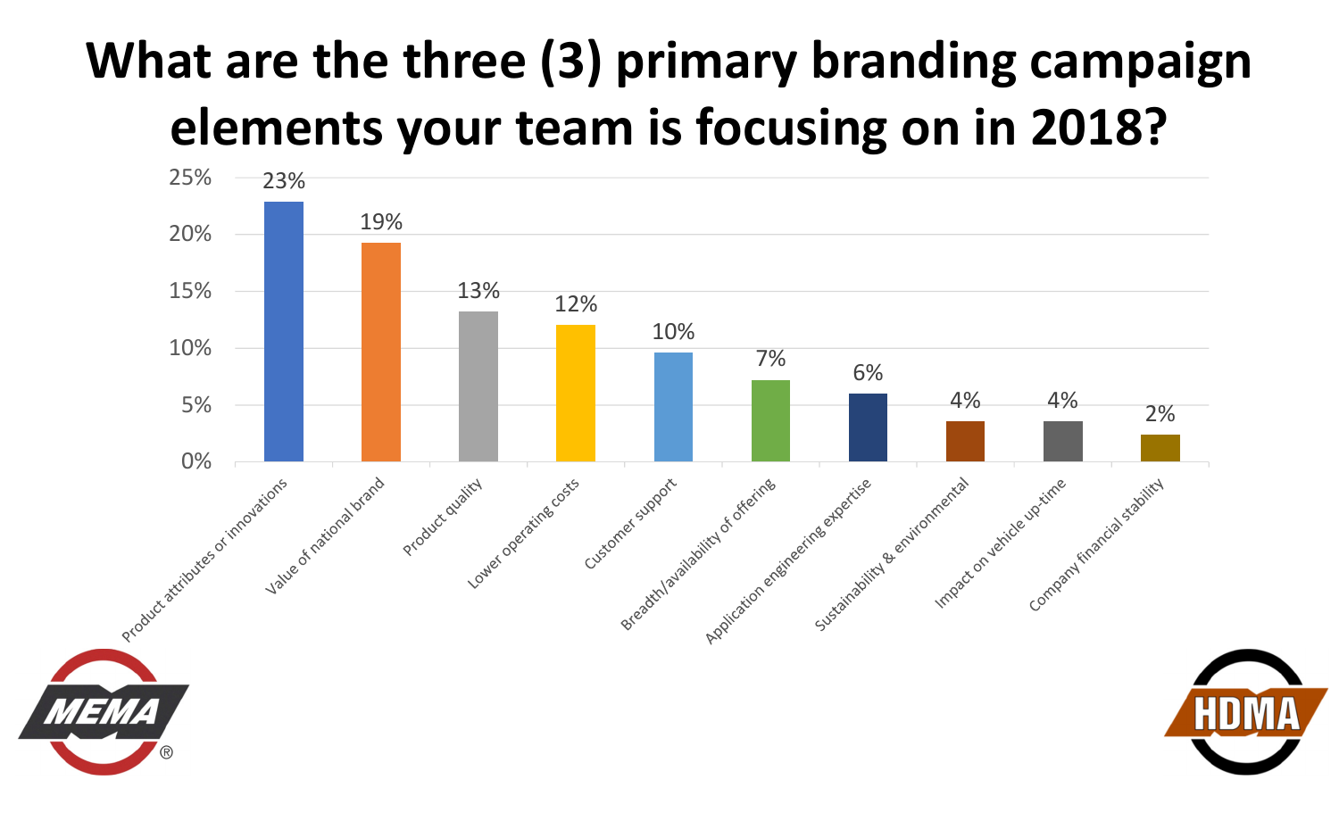# What are the three (3) primary branding campaign elements your team is focusing on in 2018?

| Element | Percentage |
| --- | --- |
| Product attributes or innovations | 23% |
| Value of national brand | 19% |
| Product quality | 13% |
| Lower operating costs | 12% |
| Customer support | 10% |
| Breadth/availability of offering | 7% |
| Application engineering expertise | 6% |
| Sustainability & environmental | 4% |
| Impact on vehicle up-time | 4% |
| Company financial stability | 2% |

MEMA®

HDMA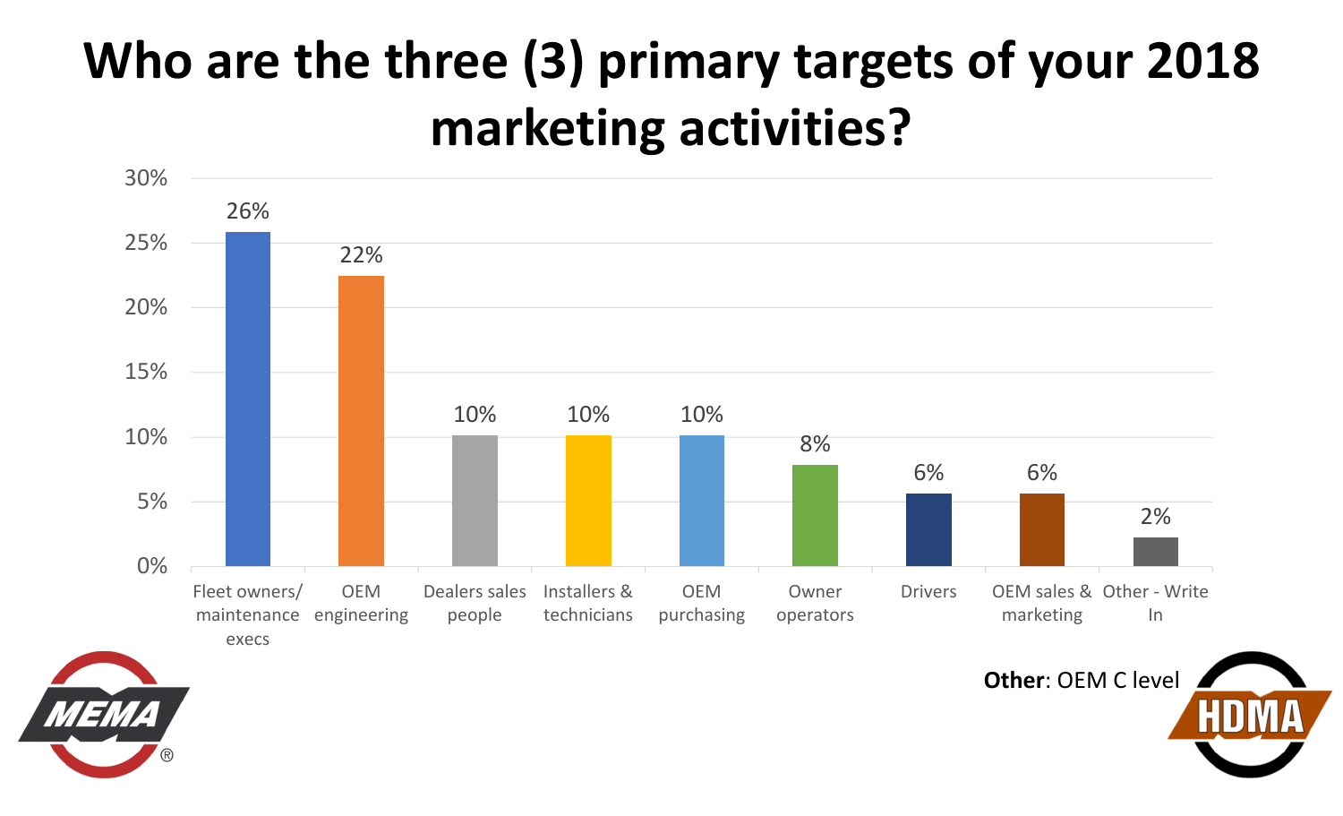# Who are the three (3) primary targets of your 2018 marketing activities?

| Target | Percentage |
| --- | --- |
| Fleet owners/ maintenance execs | 26% |
| OEM engineering | 22% |
| Dealers sales people | 10% |
| Installers & technicians | 10% |
| OEM purchasing | 10% |
| Owner operators | 8% |
| Drivers | 6% |
| OEM sales & marketing | 6% |
| Other - Write In | 2% |

**Other**: OEM C level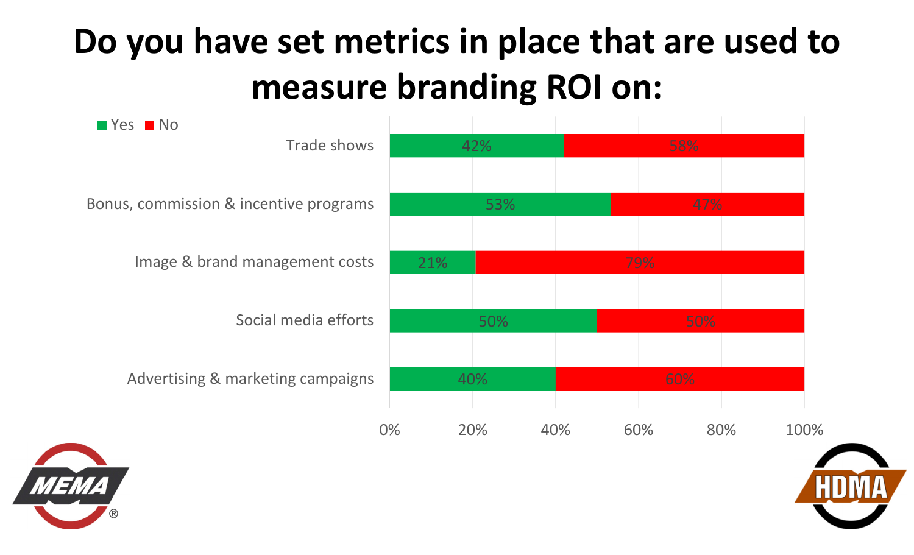# Do you have set metrics in place that are used to measure branding ROI on:

| | Yes | No |
| --- | --- | --- |
| Trade shows | 42% | 58% |
| Bonus, commission & incentive programs | 53% | 47% |
| Image & brand management costs | 21% | 79% |
| Social media efforts | 50% | 50% |
| Advertising & marketing campaigns | 40% | 60% |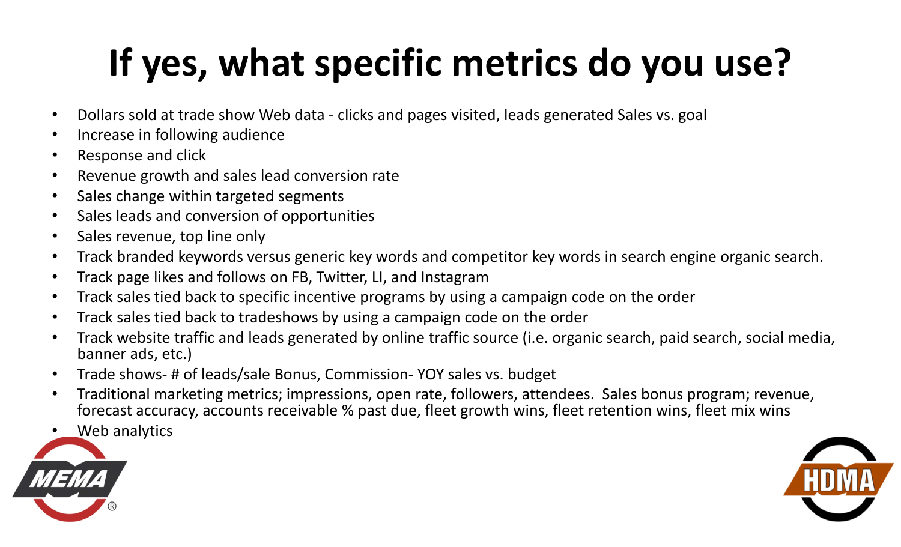# If yes, what specific metrics do you use?

- Dollars sold at trade show Web data - clicks and pages visited, leads generated Sales vs. goal
- Increase in following audience
- Response and click
- Revenue growth and sales lead conversion rate
- Sales change within targeted segments
- Sales leads and conversion of opportunities
- Sales revenue, top line only
- Track branded keywords versus generic key words and competitor key words in search engine organic search.
- Track page likes and follows on FB, Twitter, LI, and Instagram
- Track sales tied back to specific incentive programs by using a campaign code on the order
- Track sales tied back to tradeshows by using a campaign code on the order
- Track website traffic and leads generated by online traffic source (i.e. organic search, paid search, social media, banner ads, etc.)
- Trade shows- # of leads/sale Bonus, Commission- YOY sales vs. budget
- Traditional marketing metrics; impressions, open rate, followers, attendees. Sales bonus program; revenue, forecast accuracy, accounts receivable % past due, fleet growth wins, fleet retention wins, fleet mix wins
- Web analytics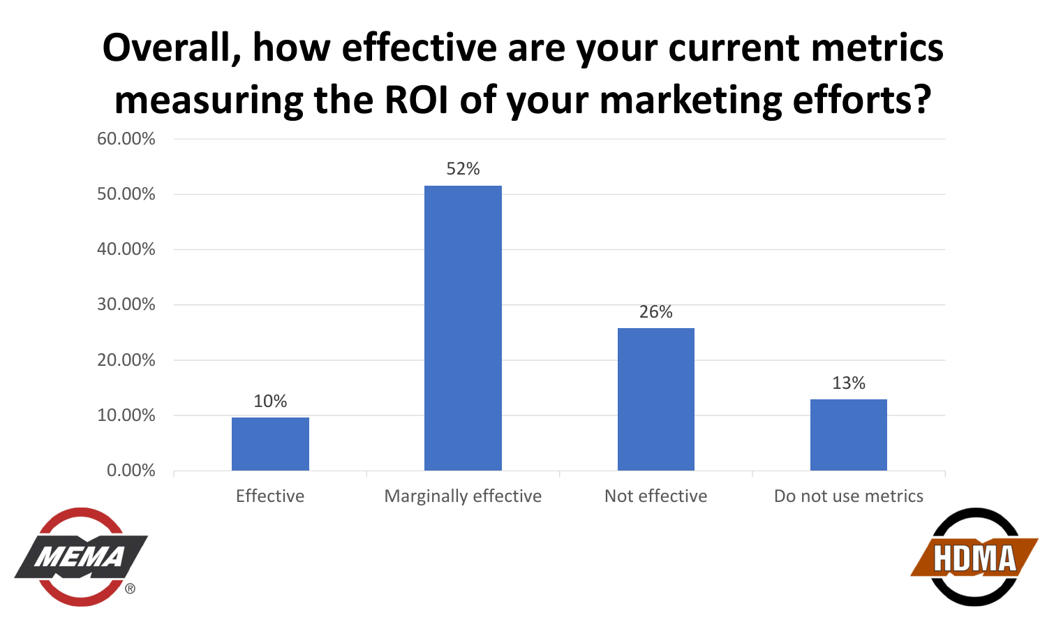# Overall, how effective are your current metrics measuring the ROI of your marketing efforts?

| Response | Percentage |
| --- | --- |
| Effective | 10% |
| Marginally effective | 52% |
| Not effective | 26% |
| Do not use metrics | 13% |

MEMA®

HDMA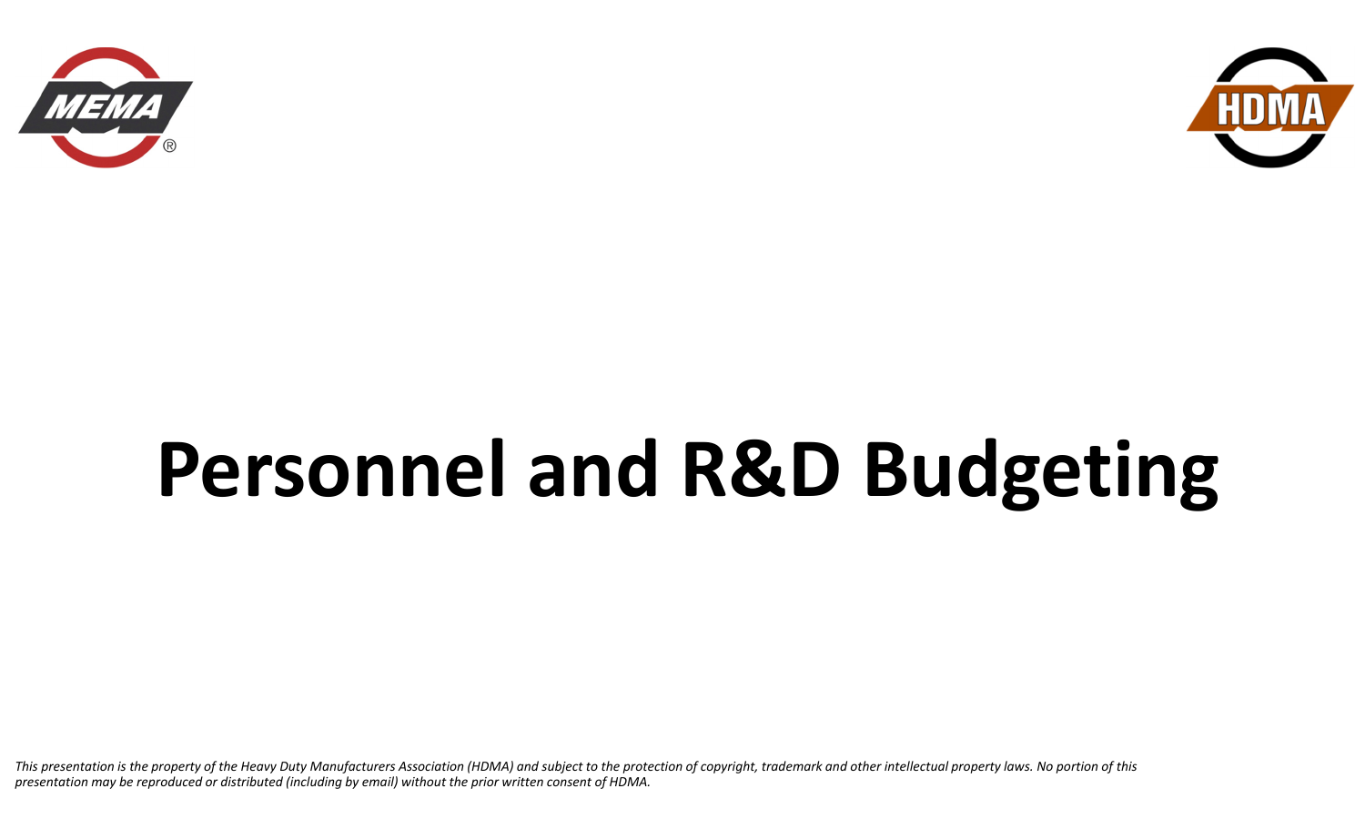# Personnel and R&D Budgeting

*This presentation is the property of the Heavy Duty Manufacturers Association (HDMA) and subject to the protection of copyright, trademark and other intellectual property laws. No portion of this presentation may be reproduced or distributed (including by email) without the prior written consent of HDMA.*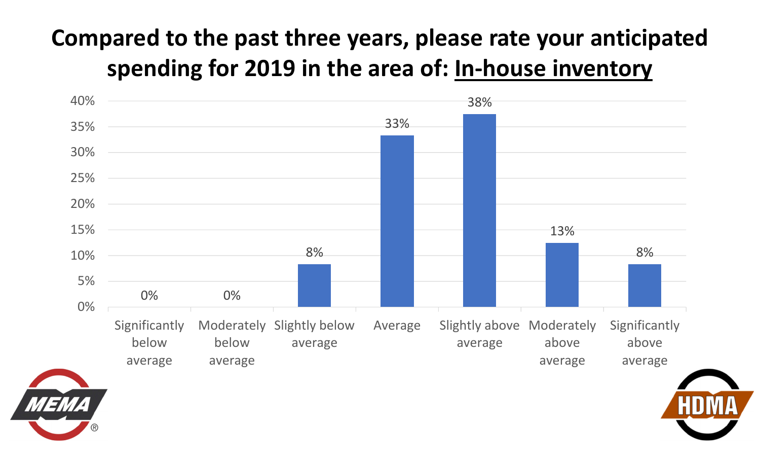# Compared to the past three years, please rate your anticipated spending for 2019 in the area of: In-house inventory

| Response | Percentage |
| --- | --- |
| Significantly below average | 0% |
| Moderately below average | 0% |
| Slightly below average | 8% |
| Average | 33% |
| Slightly above average | 38% |
| Moderately above average | 13% |
| Significantly above average | 8% |

MEMA®

HDMA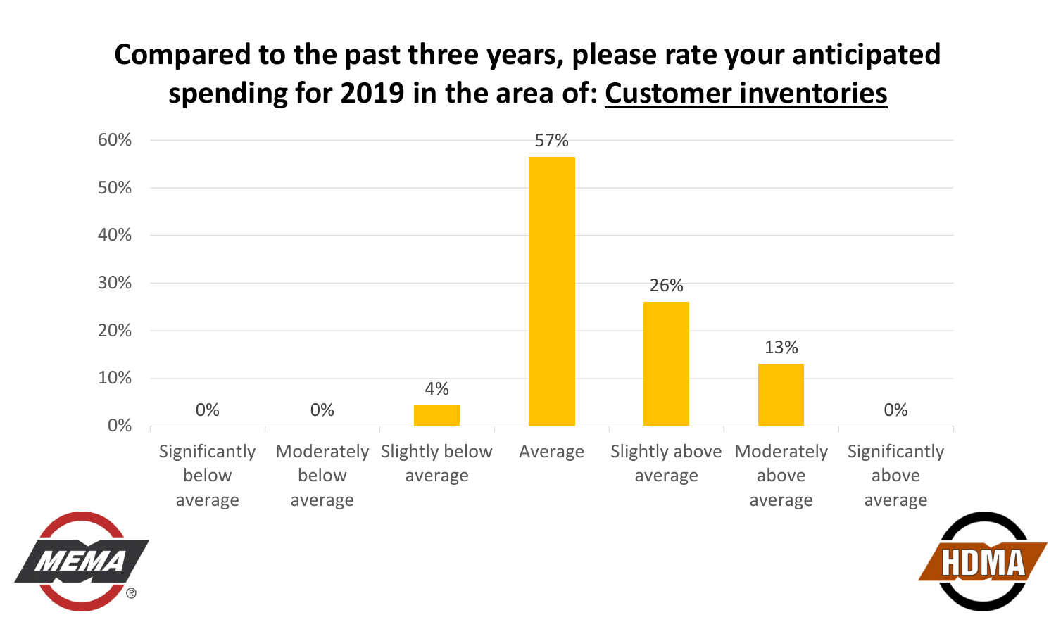# Compared to the past three years, please rate your anticipated spending for 2019 in the area of: Customer inventories

| Response | Percentage |
| --- | --- |
| Significantly below average | 0% |
| Moderately below average | 0% |
| Slightly below average | 4% |
| Average | 57% |
| Slightly above average | 26% |
| Moderately above average | 13% |
| Significantly above average | 0% |

MEMA®

HDMA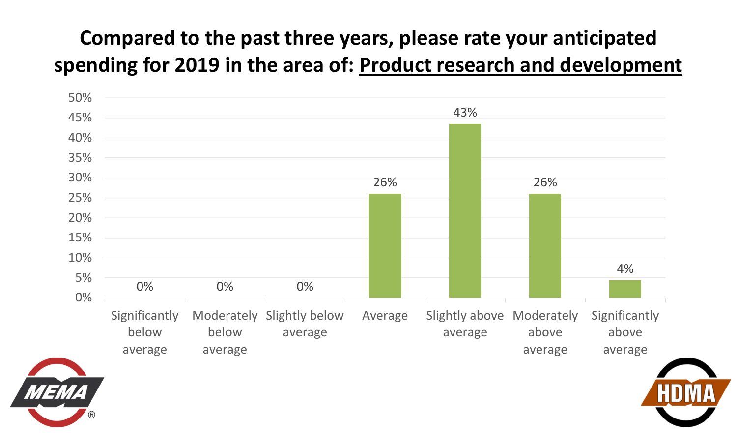# Compared to the past three years, please rate your anticipated spending for 2019 in the area of: Product research and development

| Response | Percentage |
| --- | --- |
| Significantly below average | 0% |
| Moderately below average | 0% |
| Slightly below average | 0% |
| Average | 26% |
| Slightly above average | 43% |
| Moderately above average | 26% |
| Significantly above average | 4% |

MEMA® HDMA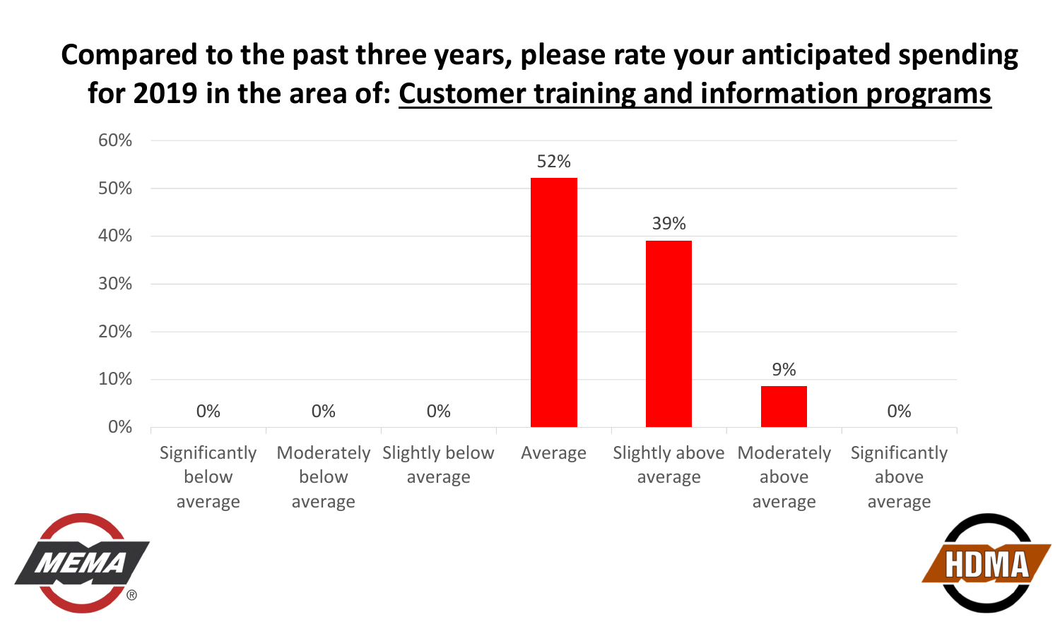# Compared to the past three years, please rate your anticipated spending for 2019 in the area of: Customer training and information programs

| Response | Percentage |
| --- | --- |
| Significantly below average | 0% |
| Moderately below average | 0% |
| Slightly below average | 0% |
| Average | 52% |
| Slightly above average | 39% |
| Moderately above average | 9% |
| Significantly above average | 0% |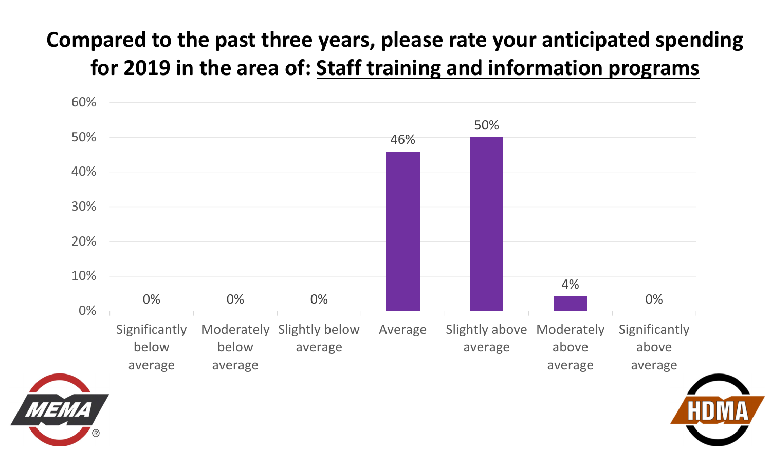# Compared to the past three years, please rate your anticipated spending for 2019 in the area of: Staff training and information programs

| Response | Percentage |
| --- | --- |
| Significantly below average | 0% |
| Moderately below average | 0% |
| Slightly below average | 0% |
| Average | 46% |
| Slightly above average | 50% |
| Moderately above average | 4% |
| Significantly above average | 0% |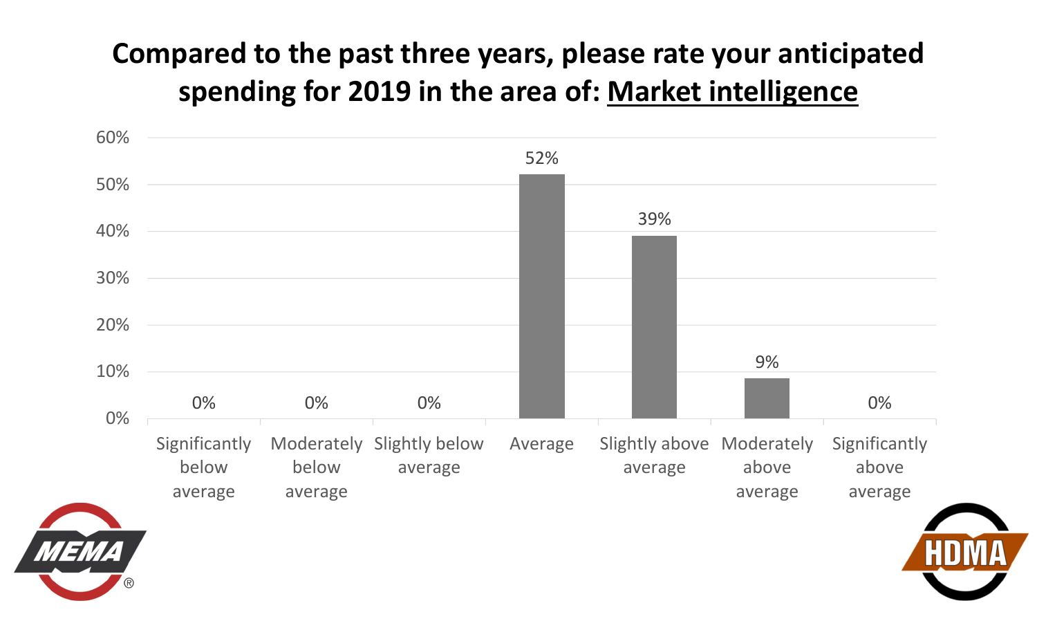# Compared to the past three years, please rate your anticipated spending for 2019 in the area of: Market intelligence

| Response | Percentage |
|---|---|
| Significantly below average | 0% |
| Moderately below average | 0% |
| Slightly below average | 0% |
| Average | 52% |
| Slightly above average | 39% |
| Moderately above average | 9% |
| Significantly above average | 0% |

MEMA®

HDMA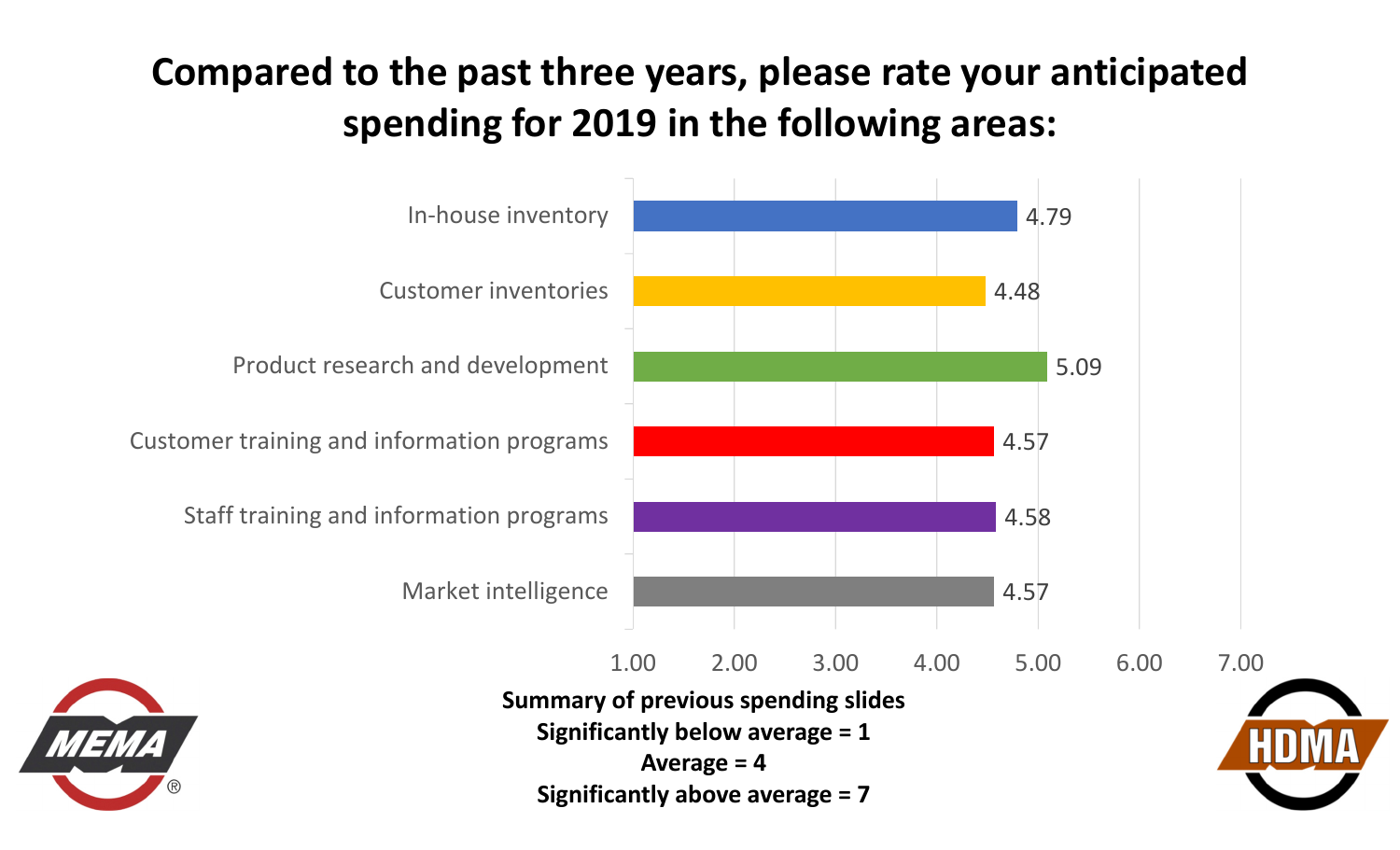# Compared to the past three years, please rate your anticipated spending for 2019 in the following areas:

| Area | Rating |
| --- | --- |
| In-house inventory | 4.79 |
| Customer inventories | 4.48 |
| Product research and development | 5.09 |
| Customer training and information programs | 4.57 |
| Staff training and information programs | 4.58 |
| Market intelligence | 4.57 |

**Summary of previous spending slides**
**Significantly below average = 1**
**Average = 4**
**Significantly above average = 7**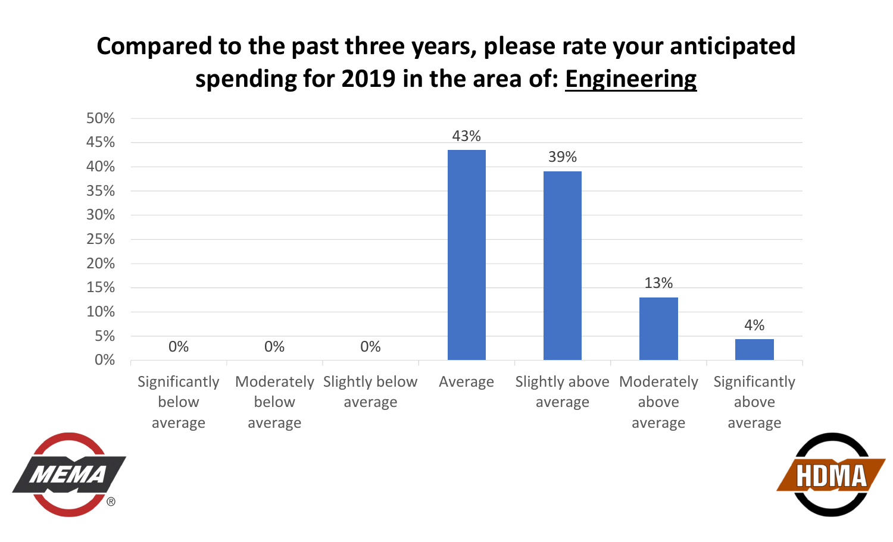# Compared to the past three years, please rate your anticipated spending for 2019 in the area of: Engineering

| Response | Percentage |
| --- | --- |
| Significantly below average | 0% |
| Moderately below average | 0% |
| Slightly below average | 0% |
| Average | 43% |
| Slightly above average | 39% |
| Moderately above average | 13% |
| Significantly above average | 4% |

MEMA® HDMA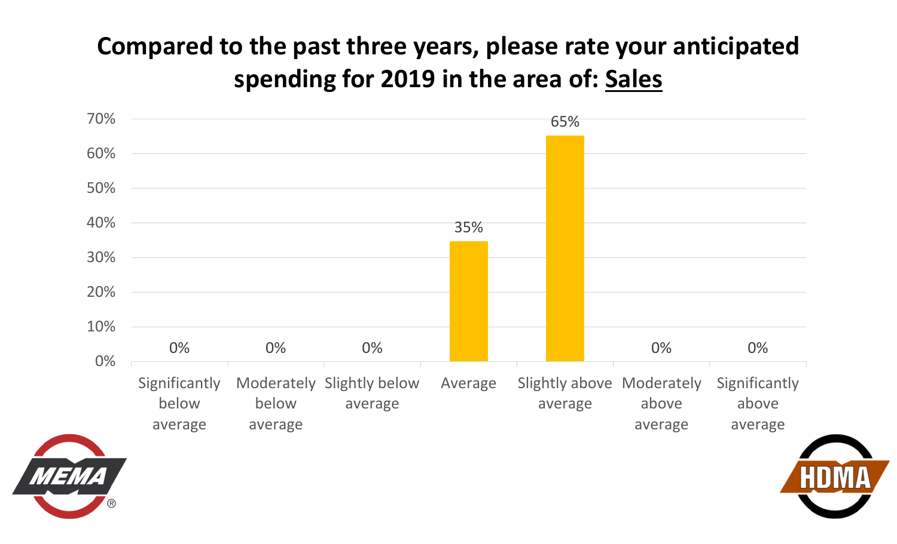# Compared to the past three years, please rate your anticipated spending for 2019 in the area of: Sales

| Response | Percentage |
| --- | --- |
| Significantly below average | 0% |
| Moderately below average | 0% |
| Slightly below average | 0% |
| Average | 35% |
| Slightly above average | 65% |
| Moderately above average | 0% |
| Significantly above average | 0% |

MEMA® HDMA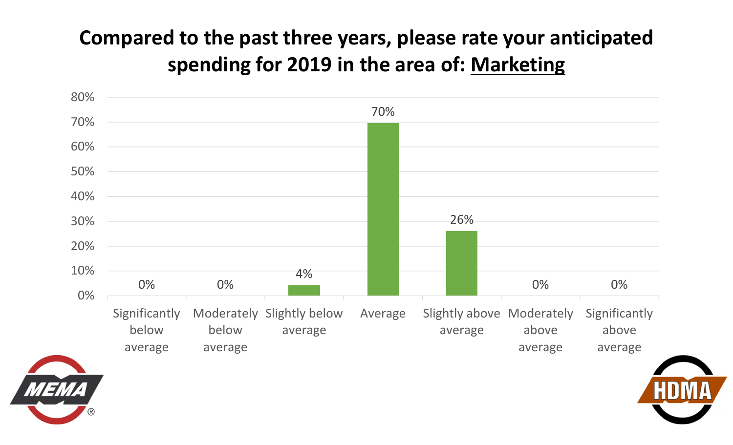# Compared to the past three years, please rate your anticipated spending for 2019 in the area of: Marketing

| Response | Percentage |
| --- | --- |
| Significantly below average | 0% |
| Moderately below average | 0% |
| Slightly below average | 4% |
| Average | 70% |
| Slightly above average | 26% |
| Moderately above average | 0% |
| Significantly above average | 0% |

MEMA®

HDMA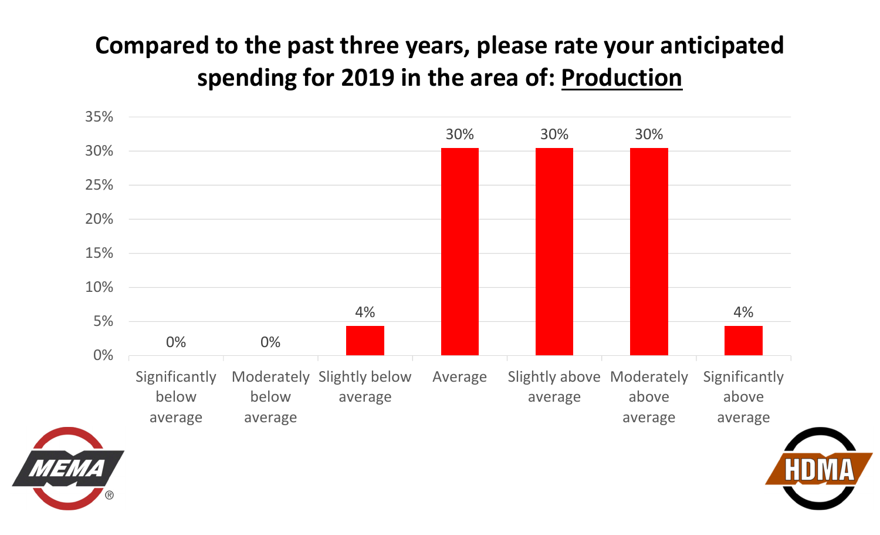# Compared to the past three years, please rate your anticipated spending for 2019 in the area of: Production

| Response | Percentage |
| --- | --- |
| Significantly below average | 0% |
| Moderately below average | 0% |
| Slightly below average | 4% |
| Average | 30% |
| Slightly above average | 30% |
| Moderately above average | 30% |
| Significantly above average | 4% |

MEMA®

HDMA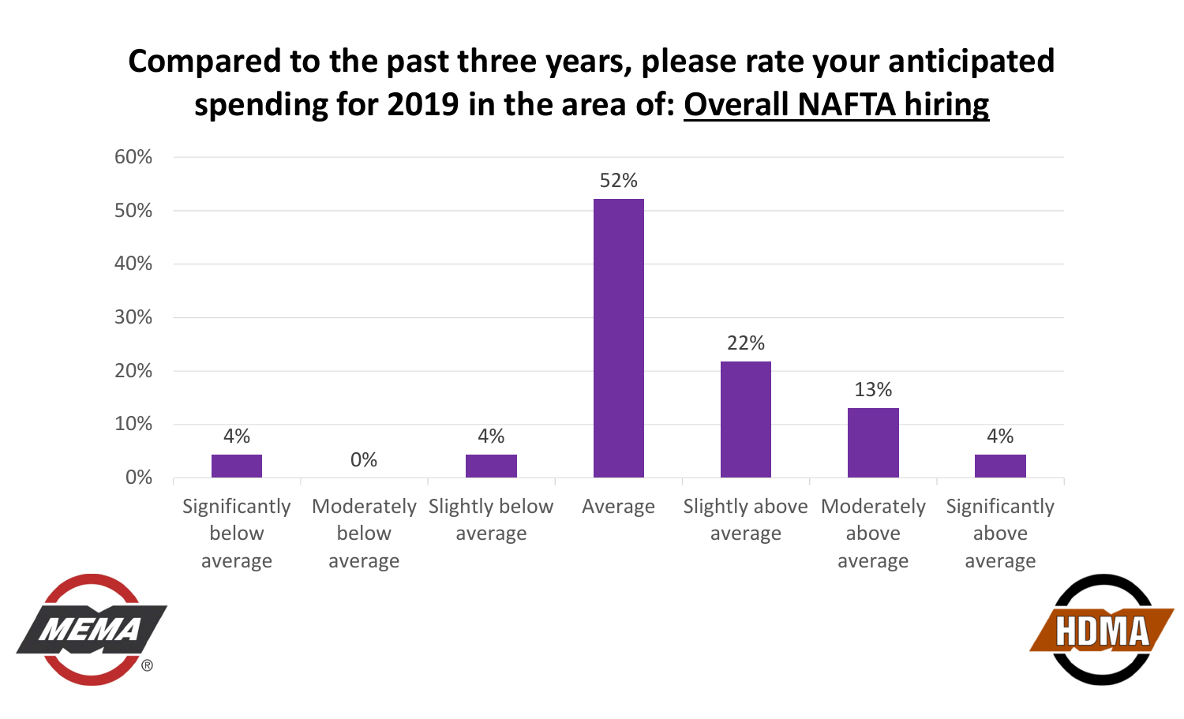# Compared to the past three years, please rate your anticipated spending for 2019 in the area of: <u>Overall NAFTA hiring</u>

| Response | Percentage |
| --- | --- |
| Significantly below average | 4% |
| Moderately below average | 0% |
| Slightly below average | 4% |
| Average | 52% |
| Slightly above average | 22% |
| Moderately above average | 13% |
| Significantly above average | 4% |

MEMA®

HDMA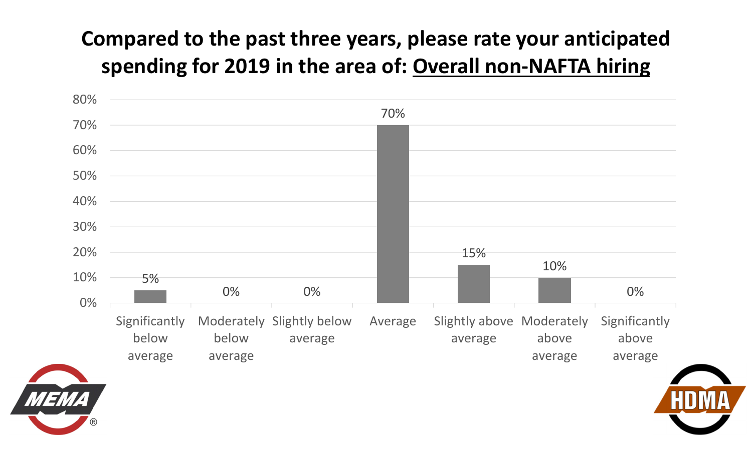# Compared to the past three years, please rate your anticipated spending for 2019 in the area of: <u>Overall non-NAFTA hiring</u>

| Response | Percentage |
|---|---|
| Significantly below average | 5% |
| Moderately below average | 0% |
| Slightly below average | 0% |
| Average | 70% |
| Slightly above average | 15% |
| Moderately above average | 10% |
| Significantly above average | 0% |

MEMA®

HDMA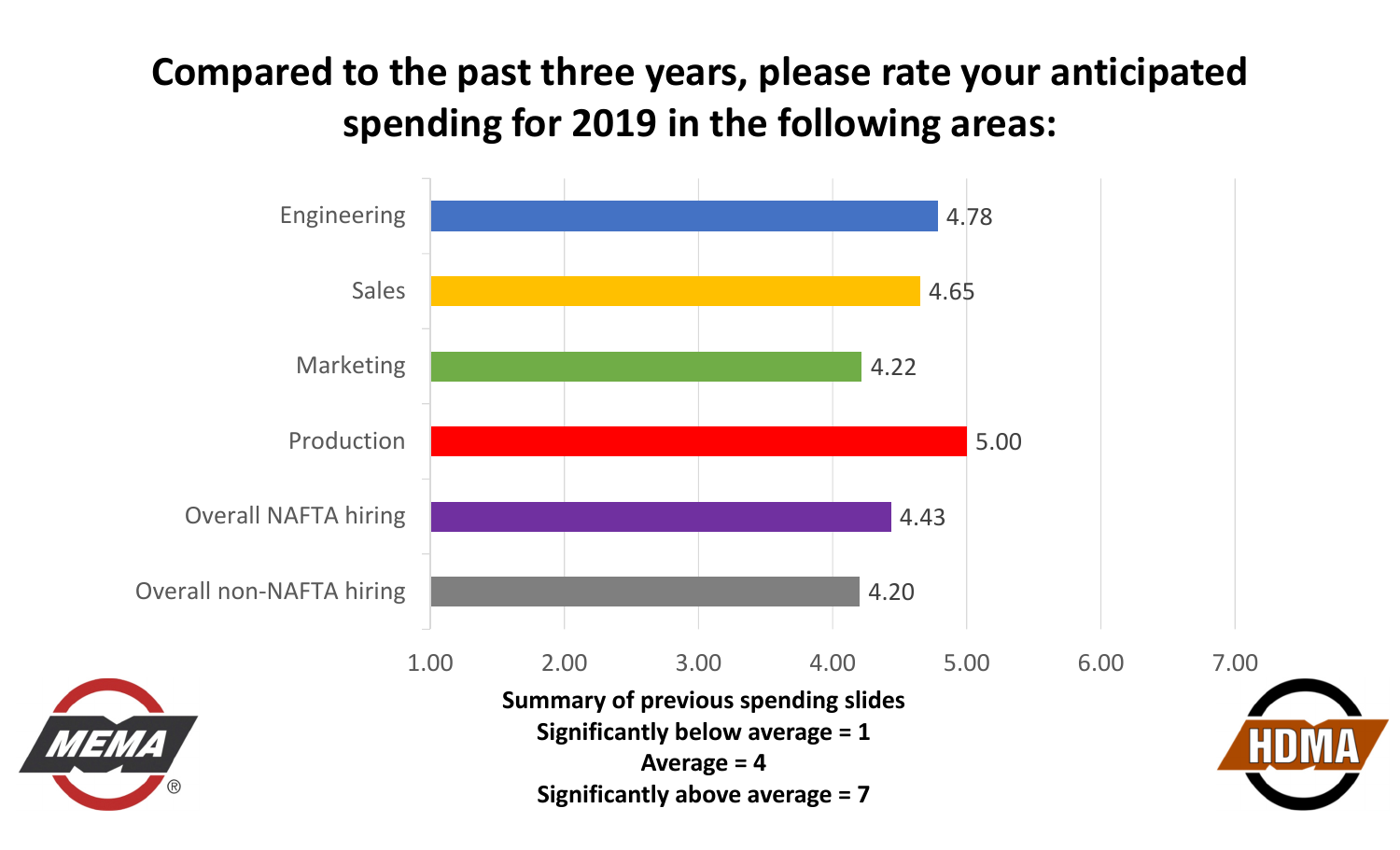# Compared to the past three years, please rate your anticipated spending for 2019 in the following areas:

| Area | Rating |
| --- | --- |
| Engineering | 4.78 |
| Sales | 4.65 |
| Marketing | 4.22 |
| Production | 5.00 |
| Overall NAFTA hiring | 4.43 |
| Overall non-NAFTA hiring | 4.20 |

1.00 2.00 3.00 4.00 5.00 6.00 7.00

**Summary of previous spending slides**
**Significantly below average = 1**
**Average = 4**
**Significantly above average = 7**

MEMA®

HDMA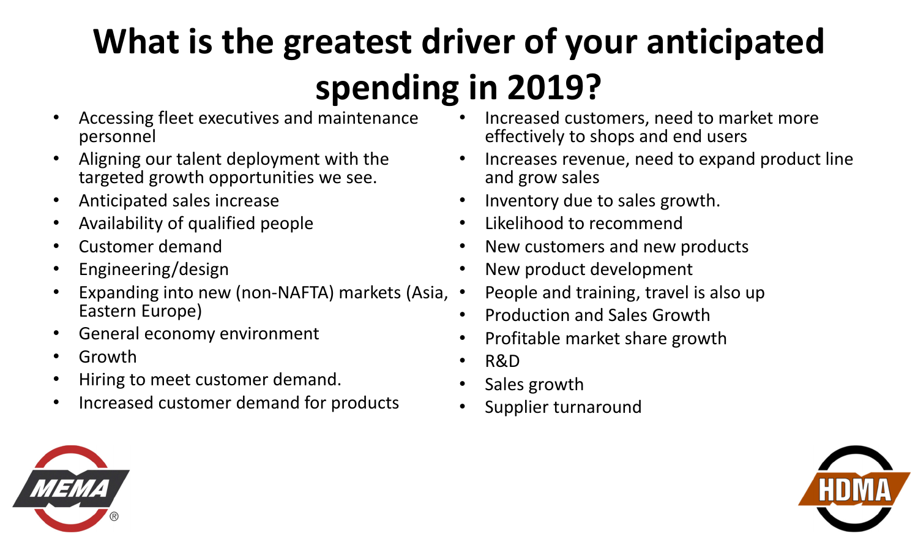# What is the greatest driver of your anticipated spending in 2019?

- Accessing fleet executives and maintenance personnel
- Aligning our talent deployment with the targeted growth opportunities we see.
- Anticipated sales increase
- Availability of qualified people
- Customer demand
- Engineering/design
- Expanding into new (non-NAFTA) markets (Asia, Eastern Europe)
- General economy environment
- Growth
- Hiring to meet customer demand.
- Increased customer demand for products
- Increased customers, need to market more effectively to shops and end users
- Increases revenue, need to expand product line and grow sales
- Inventory due to sales growth.
- Likelihood to recommend
- New customers and new products
- New product development
- People and training, travel is also up
- Production and Sales Growth
- Profitable market share growth
- R&D
- Sales growth
- Supplier turnaround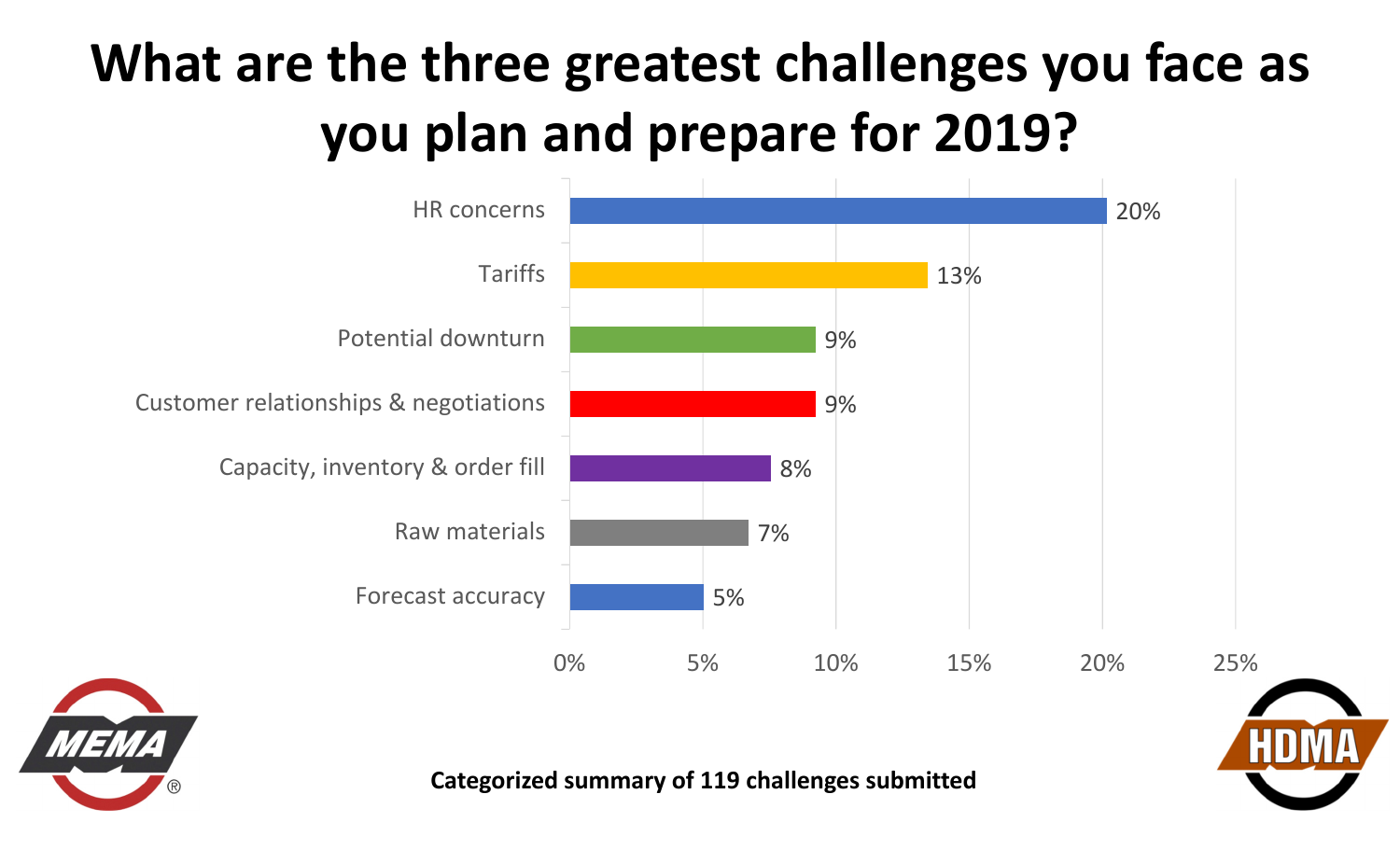# What are the three greatest challenges you face as you plan and prepare for 2019?

| Challenge | Percentage |
|---|---|
| HR concerns | 20% |
| Tariffs | 13% |
| Potential downturn | 9% |
| Customer relationships & negotiations | 9% |
| Capacity, inventory & order fill | 8% |
| Raw materials | 7% |
| Forecast accuracy | 5% |

MEMA®

HDMA

**Categorized summary of 119 challenges submitted**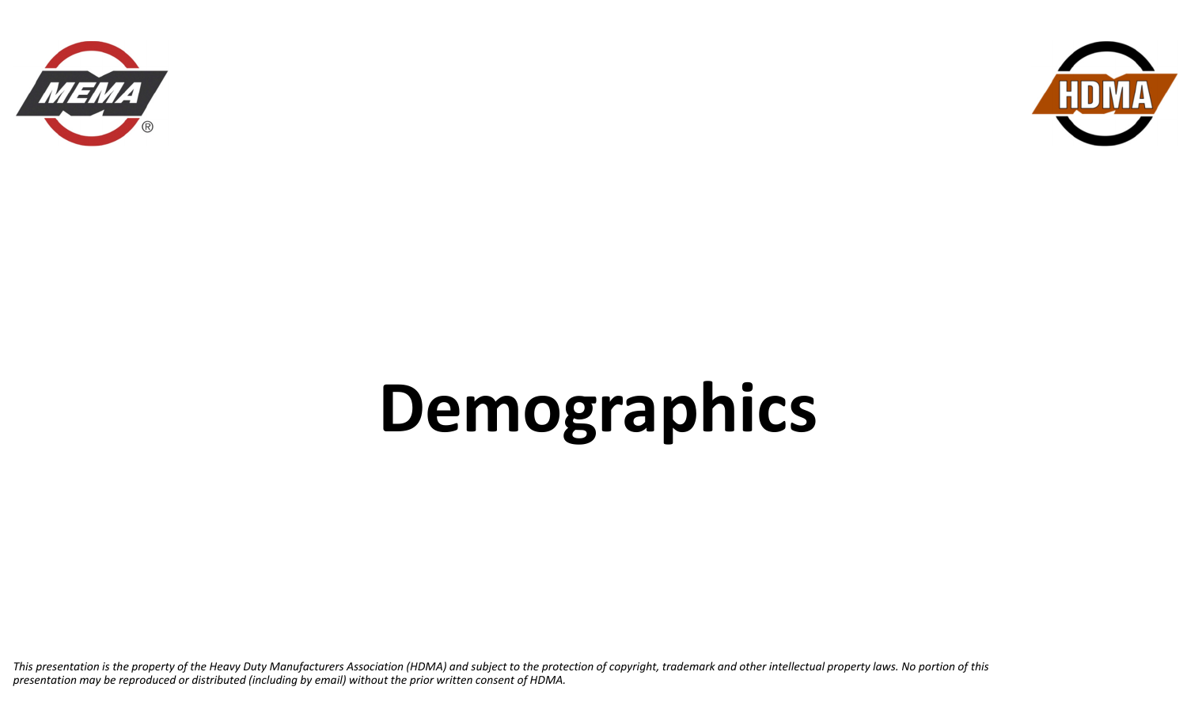# Demographics

*This presentation is the property of the Heavy Duty Manufacturers Association (HDMA) and subject to the protection of copyright, trademark and other intellectual property laws. No portion of this presentation may be reproduced or distributed (including by email) without the prior written consent of HDMA.*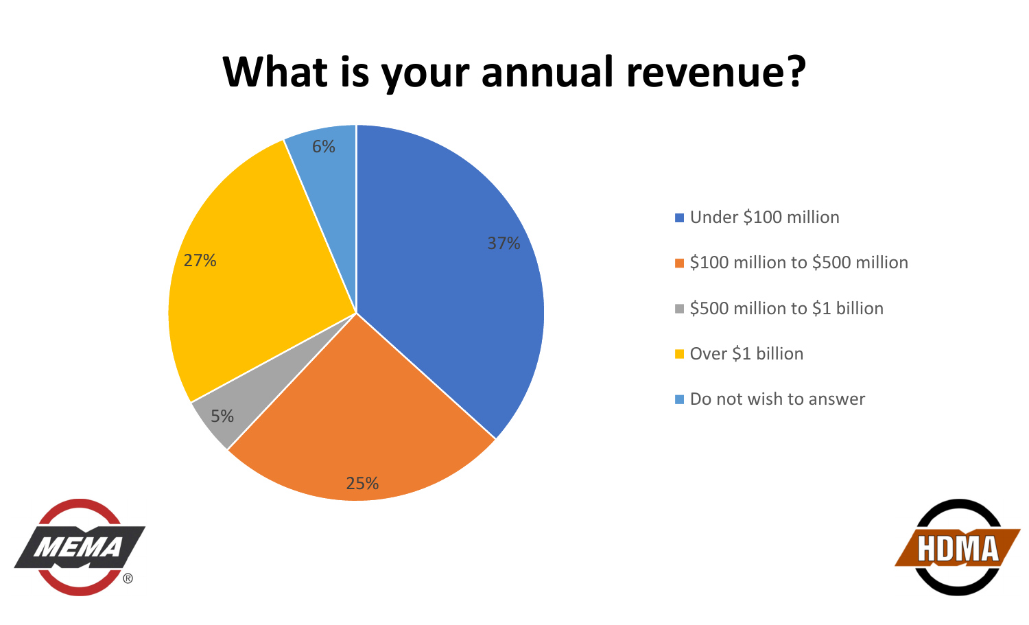# What is your annual revenue?

| Annual revenue | Percentage |
| --- | --- |
| Under $100 million | 37% |
| $100 million to $500 million | 25% |
| $500 million to $1 billion | 5% |
| Over $1 billion | 27% |
| Do not wish to answer | 6% |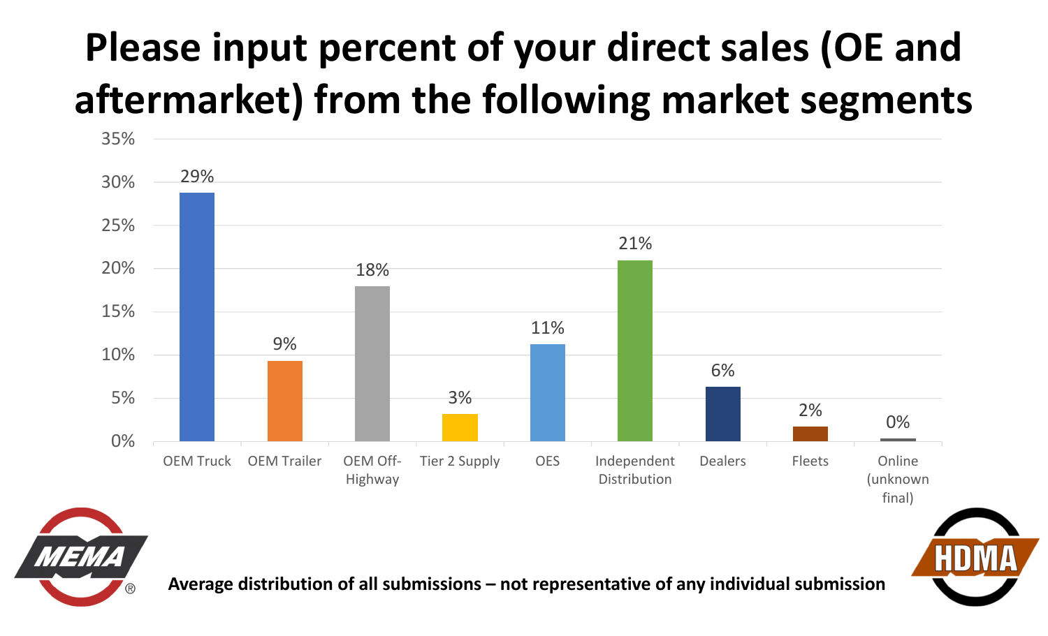# Please input percent of your direct sales (OE and aftermarket) from the following market segments

| Market Segment | Percent |
|---|---|
| OEM Truck | 29% |
| OEM Trailer | 9% |
| OEM Off-Highway | 18% |
| Tier 2 Supply | 3% |
| OES | 11% |
| Independent Distribution | 21% |
| Dealers | 6% |
| Fleets | 2% |
| Online (unknown final) | 0% |

**Average distribution of all submissions – not representative of any individual submission**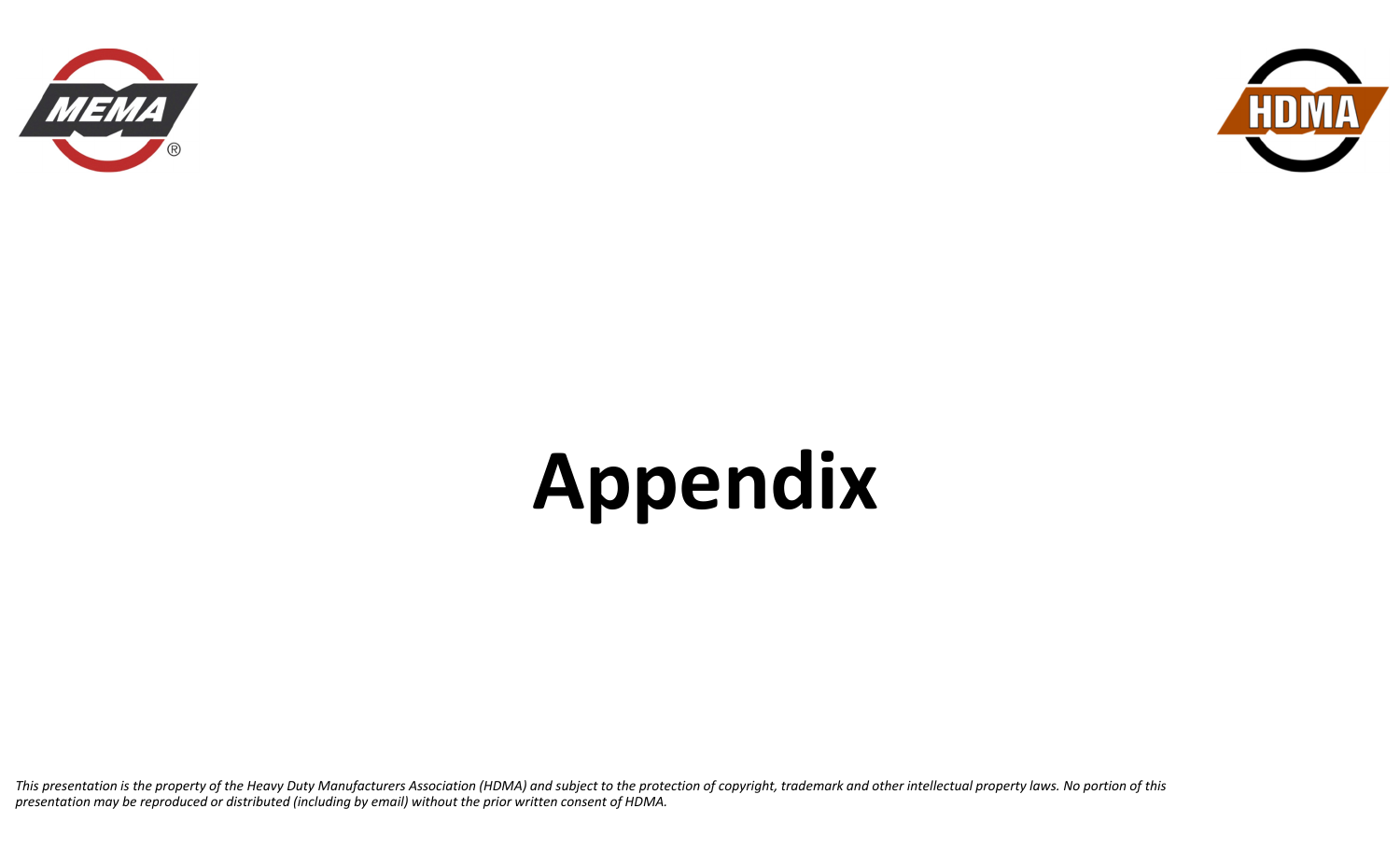# Appendix

*This presentation is the property of the Heavy Duty Manufacturers Association (HDMA) and subject to the protection of copyright, trademark and other intellectual property laws. No portion of this presentation may be reproduced or distributed (including by email) without the prior written consent of HDMA.*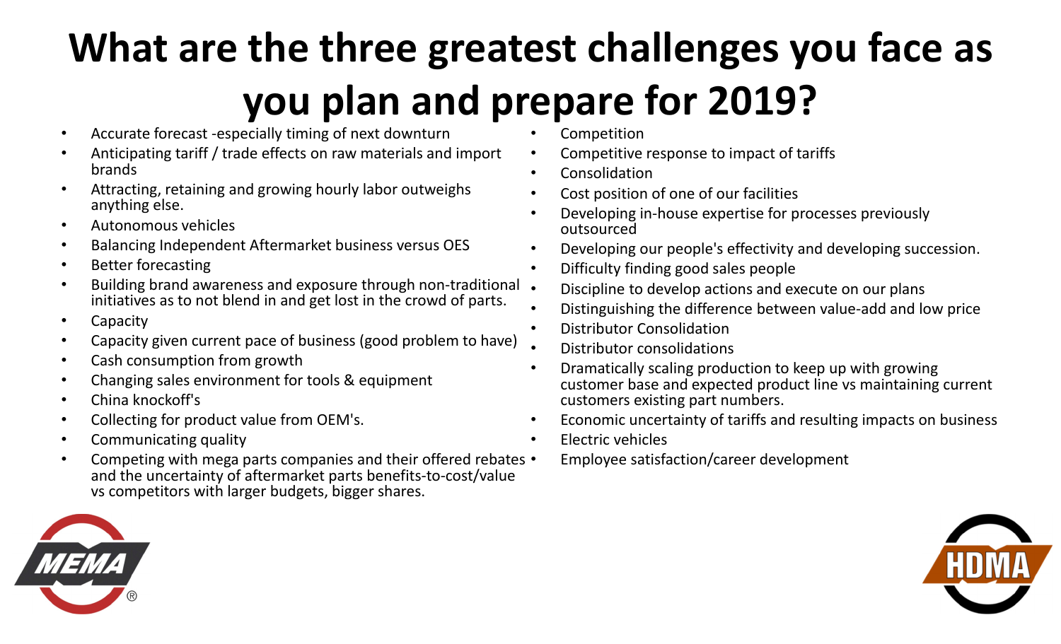# What are the three greatest challenges you face as you plan and prepare for 2019?

- Accurate forecast -especially timing of next downturn
- Anticipating tariff / trade effects on raw materials and import brands
- Attracting, retaining and growing hourly labor outweighs anything else.
- Autonomous vehicles
- Balancing Independent Aftermarket business versus OES
- Better forecasting
- Building brand awareness and exposure through non-traditional initiatives as to not blend in and get lost in the crowd of parts.
- Capacity
- Capacity given current pace of business (good problem to have)
- Cash consumption from growth
- Changing sales environment for tools & equipment
- China knockoff's
- Collecting for product value from OEM's.
- Communicating quality
- Competing with mega parts companies and their offered rebates and the uncertainty of aftermarket parts benefits-to-cost/value vs competitors with larger budgets, bigger shares.
- Competition
- Competitive response to impact of tariffs
- Consolidation
- Cost position of one of our facilities
- Developing in-house expertise for processes previously outsourced
- Developing our people's effectivity and developing succession.
- Difficulty finding good sales people
- Discipline to develop actions and execute on our plans
- Distinguishing the difference between value-add and low price
- Distributor Consolidation
- Distributor consolidations
- Dramatically scaling production to keep up with growing customer base and expected product line vs maintaining current customers existing part numbers.
- Economic uncertainty of tariffs and resulting impacts on business
- Electric vehicles
- Employee satisfaction/career development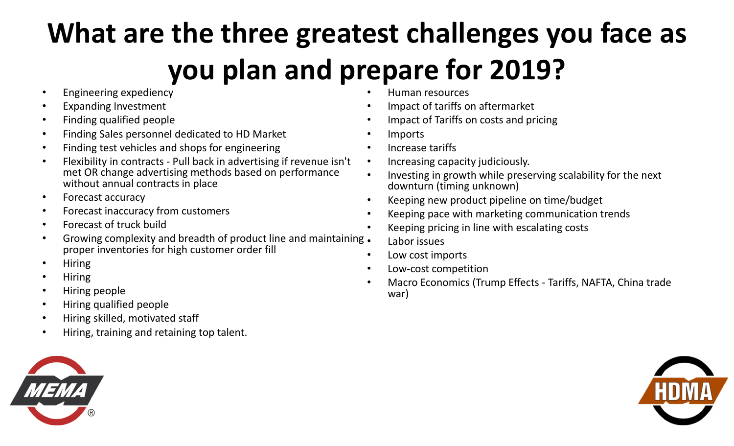# What are the three greatest challenges you face as you plan and prepare for 2019?

- Engineering expediency
- Expanding Investment
- Finding qualified people
- Finding Sales personnel dedicated to HD Market
- Finding test vehicles and shops for engineering
- Flexibility in contracts - Pull back in advertising if revenue isn't met OR change advertising methods based on performance without annual contracts in place
- Forecast accuracy
- Forecast inaccuracy from customers
- Forecast of truck build
- Growing complexity and breadth of product line and maintaining proper inventories for high customer order fill
- Hiring
- Hiring
- Hiring people
- Hiring qualified people
- Hiring skilled, motivated staff
- Hiring, training and retaining top talent.
- Human resources
- Impact of tariffs on aftermarket
- Impact of Tariffs on costs and pricing
- Imports
- Increase tariffs
- Increasing capacity judiciously.
- Investing in growth while preserving scalability for the next downturn (timing unknown)
- Keeping new product pipeline on time/budget
- Keeping pace with marketing communication trends
- Keeping pricing in line with escalating costs
- Labor issues
- Low cost imports
- Low-cost competition
- Macro Economics (Trump Effects - Tariffs, NAFTA, China trade war)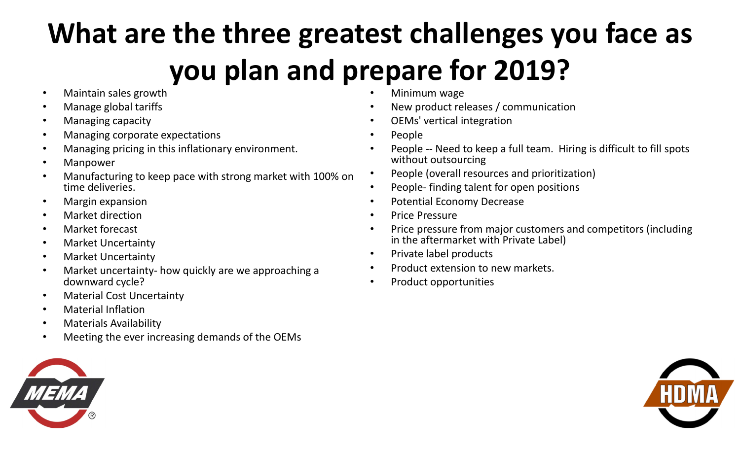# What are the three greatest challenges you face as you plan and prepare for 2019?

- Maintain sales growth
- Manage global tariffs
- Managing capacity
- Managing corporate expectations
- Managing pricing in this inflationary environment.
- Manpower
- Manufacturing to keep pace with strong market with 100% on time deliveries.
- Margin expansion
- Market direction
- Market forecast
- Market Uncertainty
- Market Uncertainty
- Market uncertainty- how quickly are we approaching a downward cycle?
- Material Cost Uncertainty
- Material Inflation
- Materials Availability
- Meeting the ever increasing demands of the OEMs
- Minimum wage
- New product releases / communication
- OEMs' vertical integration
- People
- People -- Need to keep a full team. Hiring is difficult to fill spots without outsourcing
- People (overall resources and prioritization)
- People- finding talent for open positions
- Potential Economy Decrease
- Price Pressure
- Price pressure from major customers and competitors (including in the aftermarket with Private Label)
- Private label products
- Product extension to new markets.
- Product opportunities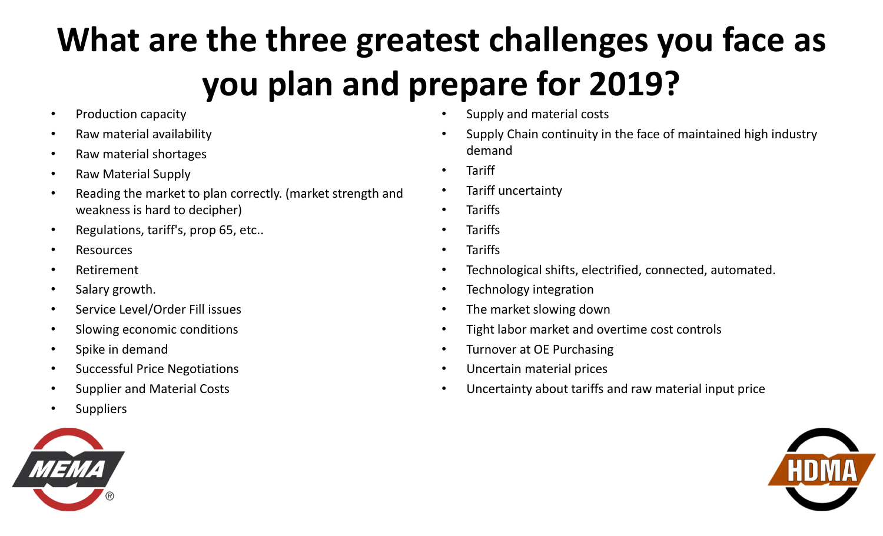# What are the three greatest challenges you face as you plan and prepare for 2019?

- Production capacity
- Raw material availability
- Raw material shortages
- Raw Material Supply
- Reading the market to plan correctly. (market strength and weakness is hard to decipher)
- Regulations, tariff's, prop 65, etc..
- Resources
- Retirement
- Salary growth.
- Service Level/Order Fill issues
- Slowing economic conditions
- Spike in demand
- Successful Price Negotiations
- Supplier and Material Costs
- Suppliers
- Supply and material costs
- Supply Chain continuity in the face of maintained high industry demand
- Tariff
- Tariff uncertainty
- Tariffs
- Tariffs
- Tariffs
- Technological shifts, electrified, connected, automated.
- Technology integration
- The market slowing down
- Tight labor market and overtime cost controls
- Turnover at OE Purchasing
- Uncertain material prices
- Uncertainty about tariffs and raw material input price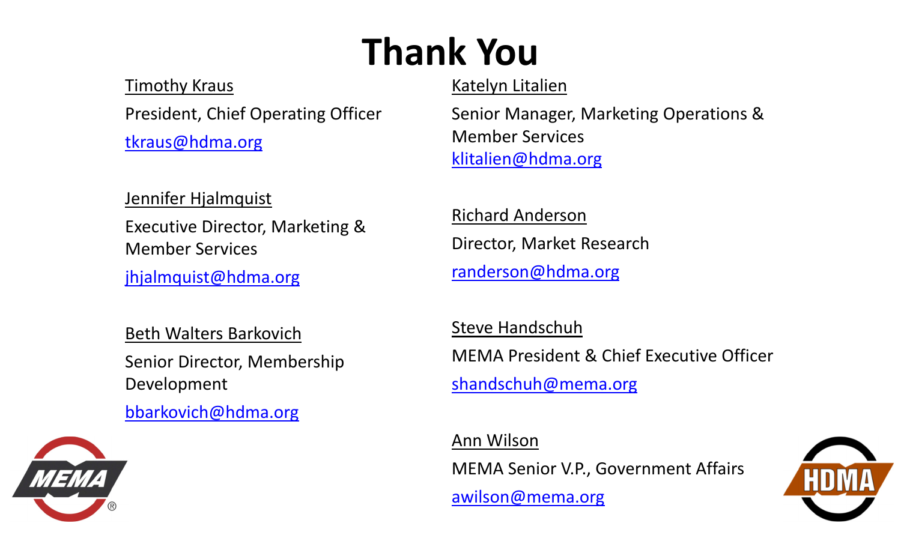# Thank You

Timothy Kraus

President, Chief Operating Officer

tkraus@hdma.org

Jennifer Hjalmquist

Executive Director, Marketing & Member Services

jhjalmquist@hdma.org

Beth Walters Barkovich

Senior Director, Membership Development

bbarkovich@hdma.org

Katelyn Litalien

Senior Manager, Marketing Operations & Member Services

klitalien@hdma.org

Richard Anderson

Director, Market Research

randerson@hdma.org

Steve Handschuh

MEMA President & Chief Executive Officer

shandschuh@mema.org

Ann Wilson

MEMA Senior V.P., Government Affairs

awilson@mema.org